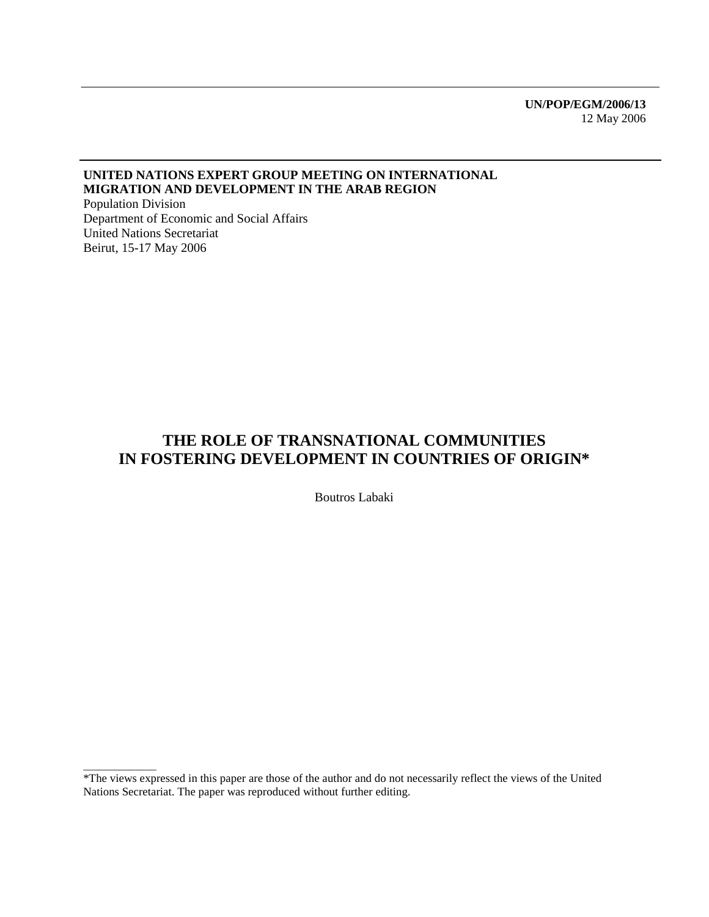**UN/POP/EGM/2006/13**
12 May 2006

**UNITED NATIONS EXPERT GROUP MEETING ON INTERNATIONAL MIGRATION AND DEVELOPMENT IN THE ARAB REGION**
Population Division
Department of Economic and Social Affairs
United Nations Secretariat
Beirut, 15-17 May 2006

# THE ROLE OF TRANSNATIONAL COMMUNITIES IN FOSTERING DEVELOPMENT IN COUNTRIES OF ORIGIN*

Boutros Labaki

---

*The views expressed in this paper are those of the author and do not necessarily reflect the views of the United Nations Secretariat. The paper was reproduced without further editing.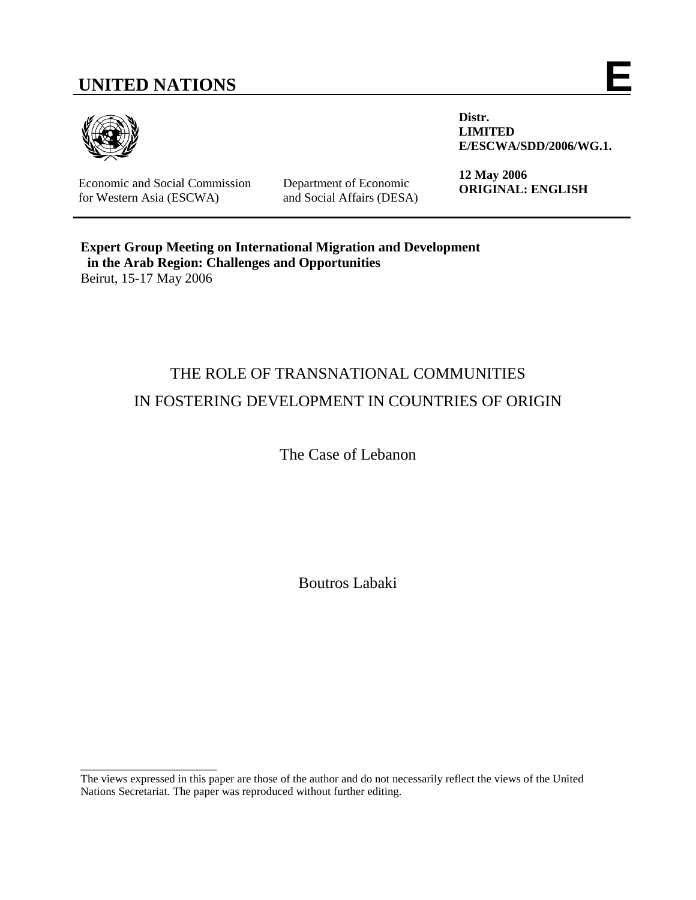# UNITED NATIONS

**E**

**Distr.**
**LIMITED**
**E/ESCWA/SDD/2006/WG.1.**

**12 May 2006**
**ORIGINAL: ENGLISH**

Economic and Social Commission for Western Asia (ESCWA)

Department of Economic and Social Affairs (DESA)

**Expert Group Meeting on International Migration and Development in the Arab Region: Challenges and Opportunities**
Beirut, 15-17 May 2006

# THE ROLE OF TRANSNATIONAL COMMUNITIES IN FOSTERING DEVELOPMENT IN COUNTRIES OF ORIGIN

## The Case of Lebanon

Boutros Labaki

---

The views expressed in this paper are those of the author and do not necessarily reflect the views of the United Nations Secretariat. The paper was reproduced without further editing.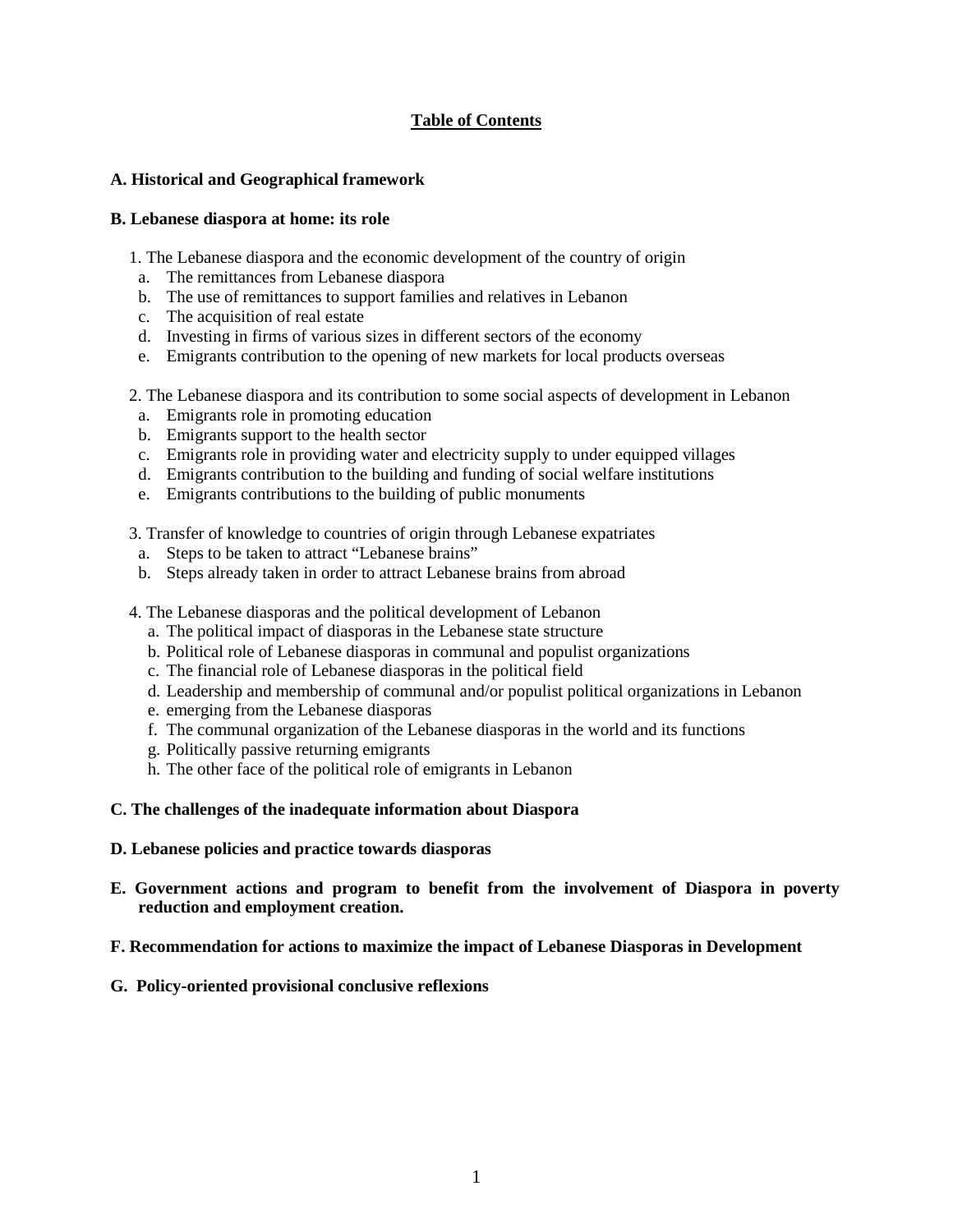## Table of Contents

**A. Historical and Geographical framework**

**B. Lebanese diaspora at home: its role**

1. The Lebanese diaspora and the economic development of the country of origin
   a. The remittances from Lebanese diaspora
   b. The use of remittances to support families and relatives in Lebanon
   c. The acquisition of real estate
   d. Investing in firms of various sizes in different sectors of the economy
   e. Emigrants contribution to the opening of new markets for local products overseas

2. The Lebanese diaspora and its contribution to some social aspects of development in Lebanon
   a. Emigrants role in promoting education
   b. Emigrants support to the health sector
   c. Emigrants role in providing water and electricity supply to under equipped villages
   d. Emigrants contribution to the building and funding of social welfare institutions
   e. Emigrants contributions to the building of public monuments

3. Transfer of knowledge to countries of origin through Lebanese expatriates
   a. Steps to be taken to attract "Lebanese brains"
   b. Steps already taken in order to attract Lebanese brains from abroad

4. The Lebanese diasporas and the political development of Lebanon
   a. The political impact of diasporas in the Lebanese state structure
   b. Political role of Lebanese diasporas in communal and populist organizations
   c. The financial role of Lebanese diasporas in the political field
   d. Leadership and membership of communal and/or populist political organizations in Lebanon
   e. emerging from the Lebanese diasporas
   f. The communal organization of the Lebanese diasporas in the world and its functions
   g. Politically passive returning emigrants
   h. The other face of the political role of emigrants in Lebanon

**C. The challenges of the inadequate information about Diaspora**

**D. Lebanese policies and practice towards diasporas**

**E. Government actions and program to benefit from the involvement of Diaspora in poverty reduction and employment creation.**

**F. Recommendation for actions to maximize the impact of Lebanese Diasporas in Development**

**G. Policy-oriented provisional conclusive reflexions**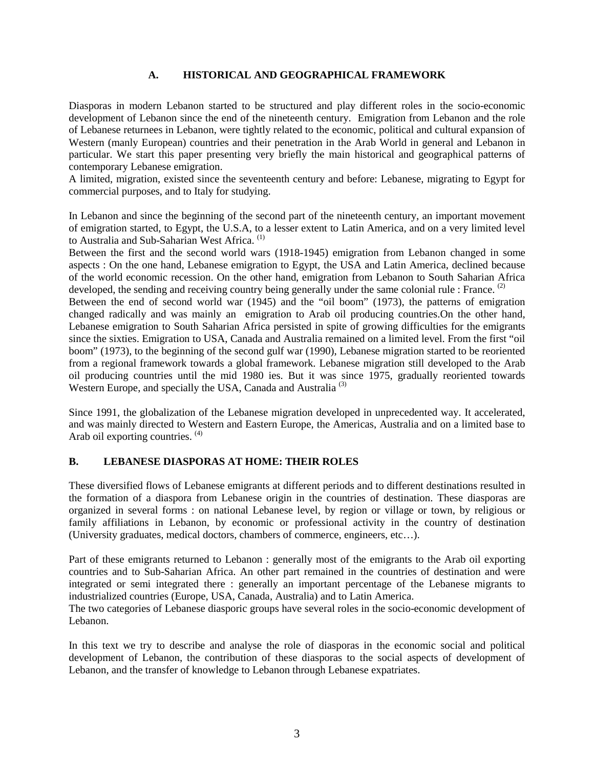## A. HISTORICAL AND GEOGRAPHICAL FRAMEWORK

Diasporas in modern Lebanon started to be structured and play different roles in the socio-economic development of Lebanon since the end of the nineteenth century. Emigration from Lebanon and the role of Lebanese returnees in Lebanon, were tightly related to the economic, political and cultural expansion of Western (manly European) countries and their penetration in the Arab World in general and Lebanon in particular. We start this paper presenting very briefly the main historical and geographical patterns of contemporary Lebanese emigration.

A limited, migration, existed since the seventeenth century and before: Lebanese, migrating to Egypt for commercial purposes, and to Italy for studying.

In Lebanon and since the beginning of the second part of the nineteenth century, an important movement of emigration started, to Egypt, the U.S.A, to a lesser extent to Latin America, and on a very limited level to Australia and Sub-Saharian West Africa. (1)

Between the first and the second world wars (1918-1945) emigration from Lebanon changed in some aspects : On the one hand, Lebanese emigration to Egypt, the USA and Latin America, declined because of the world economic recession. On the other hand, emigration from Lebanon to South Saharian Africa developed, the sending and receiving country being generally under the same colonial rule : France. (2)

Between the end of second world war (1945) and the "oil boom" (1973), the patterns of emigration changed radically and was mainly an emigration to Arab oil producing countries.On the other hand, Lebanese emigration to South Saharian Africa persisted in spite of growing difficulties for the emigrants since the sixties. Emigration to USA, Canada and Australia remained on a limited level. From the first "oil boom" (1973), to the beginning of the second gulf war (1990), Lebanese migration started to be reoriented from a regional framework towards a global framework. Lebanese migration still developed to the Arab oil producing countries until the mid 1980 ies. But it was since 1975, gradually reoriented towards Western Europe, and specially the USA, Canada and Australia (3)

Since 1991, the globalization of the Lebanese migration developed in unprecedented way. It accelerated, and was mainly directed to Western and Eastern Europe, the Americas, Australia and on a limited base to Arab oil exporting countries. (4)

## B. LEBANESE DIASPORAS AT HOME: THEIR ROLES

These diversified flows of Lebanese emigrants at different periods and to different destinations resulted in the formation of a diaspora from Lebanese origin in the countries of destination. These diasporas are organized in several forms : on national Lebanese level, by region or village or town, by religious or family affiliations in Lebanon, by economic or professional activity in the country of destination (University graduates, medical doctors, chambers of commerce, engineers, etc…).

Part of these emigrants returned to Lebanon : generally most of the emigrants to the Arab oil exporting countries and to Sub-Saharian Africa. An other part remained in the countries of destination and were integrated or semi integrated there : generally an important percentage of the Lebanese migrants to industrialized countries (Europe, USA, Canada, Australia) and to Latin America.

The two categories of Lebanese diasporic groups have several roles in the socio-economic development of Lebanon.

In this text we try to describe and analyse the role of diasporas in the economic social and political development of Lebanon, the contribution of these diasporas to the social aspects of development of Lebanon, and the transfer of knowledge to Lebanon through Lebanese expatriates.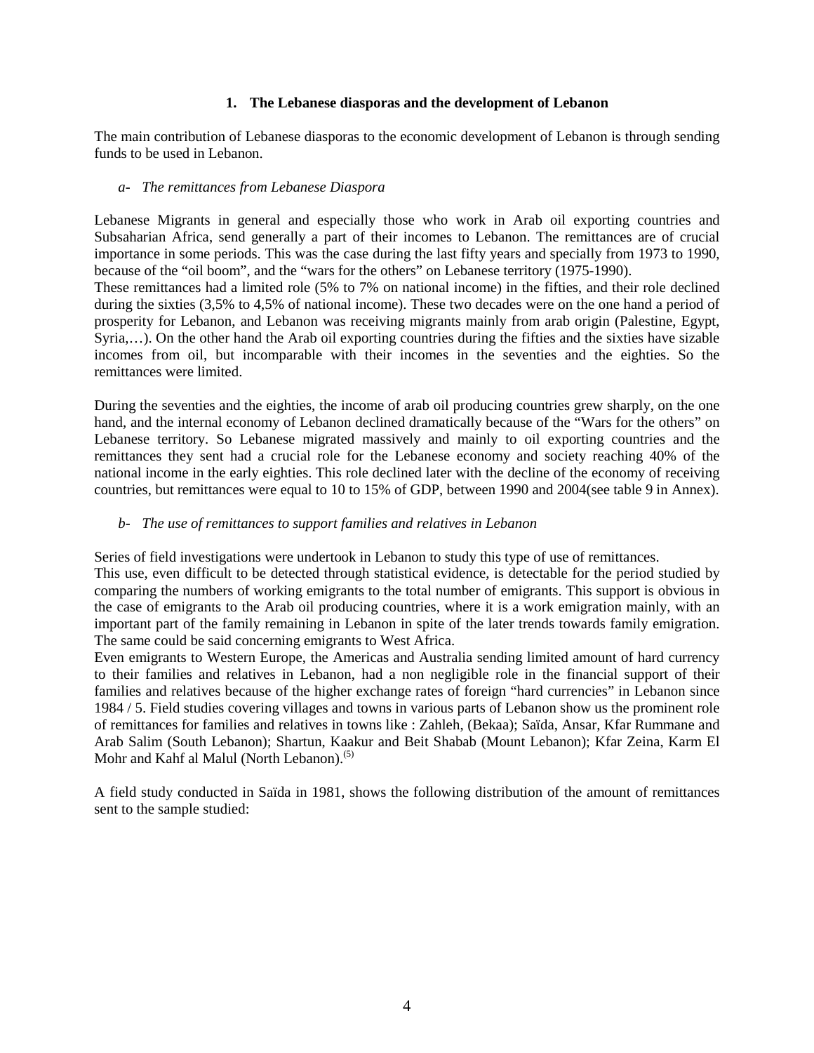## 1. The Lebanese diasporas and the development of Lebanon

The main contribution of Lebanese diasporas to the economic development of Lebanon is through sending funds to be used in Lebanon.

### *a- The remittances from Lebanese Diaspora*

Lebanese Migrants in general and especially those who work in Arab oil exporting countries and Subsaharian Africa, send generally a part of their incomes to Lebanon. The remittances are of crucial importance in some periods. This was the case during the last fifty years and specially from 1973 to 1990, because of the "oil boom", and the "wars for the others" on Lebanese territory (1975-1990).

These remittances had a limited role (5% to 7% on national income) in the fifties, and their role declined during the sixties (3,5% to 4,5% of national income). These two decades were on the one hand a period of prosperity for Lebanon, and Lebanon was receiving migrants mainly from arab origin (Palestine, Egypt, Syria,…). On the other hand the Arab oil exporting countries during the fifties and the sixties have sizable incomes from oil, but incomparable with their incomes in the seventies and the eighties. So the remittances were limited.

During the seventies and the eighties, the income of arab oil producing countries grew sharply, on the one hand, and the internal economy of Lebanon declined dramatically because of the "Wars for the others" on Lebanese territory. So Lebanese migrated massively and mainly to oil exporting countries and the remittances they sent had a crucial role for the Lebanese economy and society reaching 40% of the national income in the early eighties. This role declined later with the decline of the economy of receiving countries, but remittances were equal to 10 to 15% of GDP, between 1990 and 2004(see table 9 in Annex).

### *b- The use of remittances to support families and relatives in Lebanon*

Series of field investigations were undertook in Lebanon to study this type of use of remittances.

This use, even difficult to be detected through statistical evidence, is detectable for the period studied by comparing the numbers of working emigrants to the total number of emigrants. This support is obvious in the case of emigrants to the Arab oil producing countries, where it is a work emigration mainly, with an important part of the family remaining in Lebanon in spite of the later trends towards family emigration. The same could be said concerning emigrants to West Africa.

Even emigrants to Western Europe, the Americas and Australia sending limited amount of hard currency to their families and relatives in Lebanon, had a non negligible role in the financial support of their families and relatives because of the higher exchange rates of foreign "hard currencies" in Lebanon since 1984 / 5. Field studies covering villages and towns in various parts of Lebanon show us the prominent role of remittances for families and relatives in towns like : Zahleh, (Bekaa); Saïda, Ansar, Kfar Rummane and Arab Salim (South Lebanon); Shartun, Kaakur and Beit Shabab (Mount Lebanon); Kfar Zeina, Karm El Mohr and Kahf al Malul (North Lebanon).[(5)]

A field study conducted in Saïda in 1981, shows the following distribution of the amount of remittances sent to the sample studied: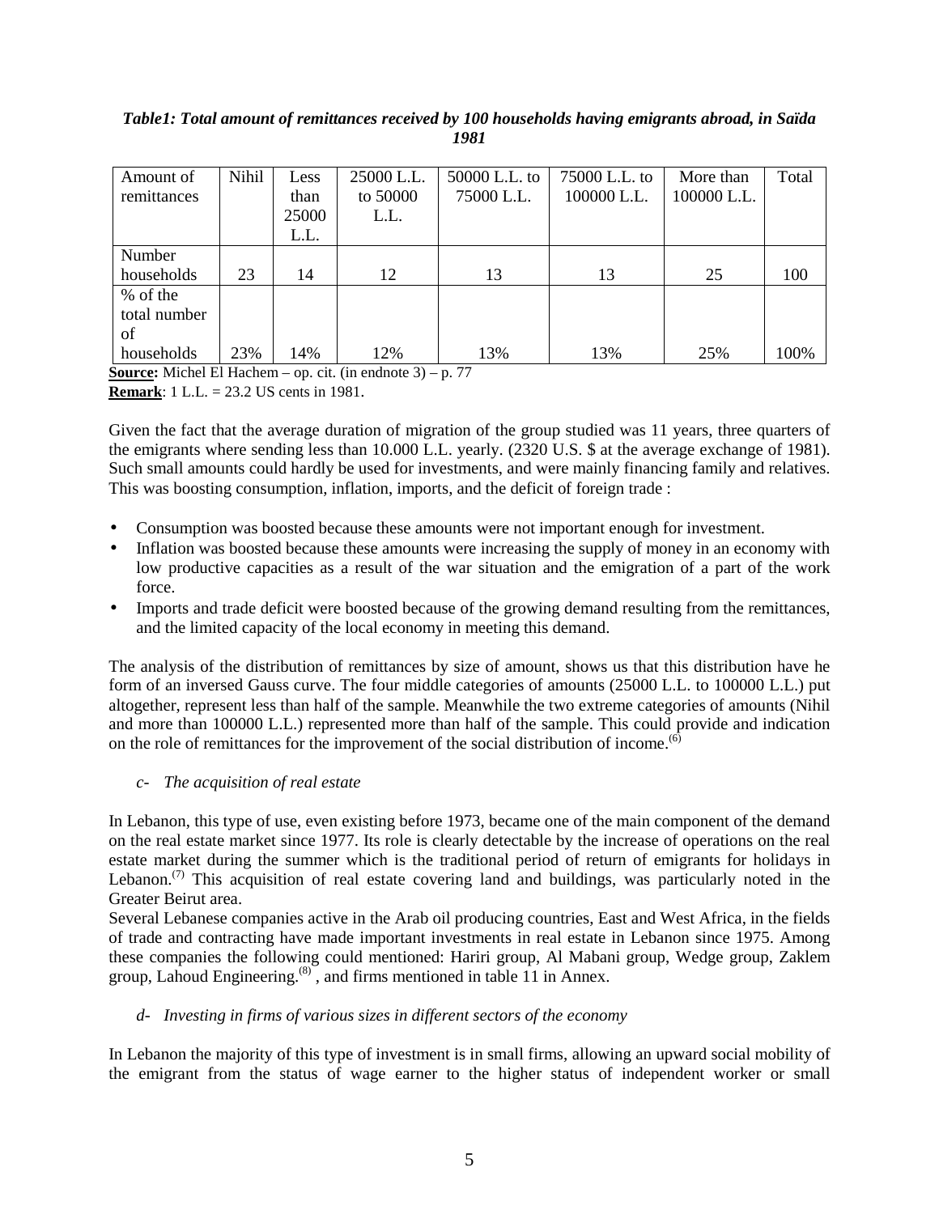***Table1: Total amount of remittances received by 100 households having emigrants abroad, in Saïda 1981***

| Amount of remittances | Nihil | Less than 25000 L.L. | 25000 L.L. to 50000 L.L. | 50000 L.L. to 75000 L.L. | 75000 L.L. to 100000 L.L. | More than 100000 L.L. | Total |
|---|---|---|---|---|---|---|---|
| Number households | 23 | 14 | 12 | 13 | 13 | 25 | 100 |
| % of the total number of households | 23% | 14% | 12% | 13% | 13% | 25% | 100% |

**Source:** Michel El Hachem – op. cit. (in endnote 3) – p. 77
**Remark**: 1 L.L. = 23.2 US cents in 1981.

Given the fact that the average duration of migration of the group studied was 11 years, three quarters of the emigrants where sending less than 10.000 L.L. yearly. (2320 U.S. $ at the average exchange of 1981). Such small amounts could hardly be used for investments, and were mainly financing family and relatives. This was boosting consumption, inflation, imports, and the deficit of foreign trade :

- Consumption was boosted because these amounts were not important enough for investment.
- Inflation was boosted because these amounts were increasing the supply of money in an economy with low productive capacities as a result of the war situation and the emigration of a part of the work force.
- Imports and trade deficit were boosted because of the growing demand resulting from the remittances, and the limited capacity of the local economy in meeting this demand.

The analysis of the distribution of remittances by size of amount, shows us that this distribution have he form of an inversed Gauss curve. The four middle categories of amounts (25000 L.L. to 100000 L.L.) put altogether, represent less than half of the sample. Meanwhile the two extreme categories of amounts (Nihil and more than 100000 L.L.) represented more than half of the sample. This could provide and indication on the role of remittances for the improvement of the social distribution of income.(6)

*c- The acquisition of real estate*

In Lebanon, this type of use, even existing before 1973, became one of the main component of the demand on the real estate market since 1977. Its role is clearly detectable by the increase of operations on the real estate market during the summer which is the traditional period of return of emigrants for holidays in Lebanon.(7) This acquisition of real estate covering land and buildings, was particularly noted in the Greater Beirut area.

Several Lebanese companies active in the Arab oil producing countries, East and West Africa, in the fields of trade and contracting have made important investments in real estate in Lebanon since 1975. Among these companies the following could mentioned: Hariri group, Al Mabani group, Wedge group, Zaklem group, Lahoud Engineering.(8) , and firms mentioned in table 11 in Annex.

*d- Investing in firms of various sizes in different sectors of the economy*

In Lebanon the majority of this type of investment is in small firms, allowing an upward social mobility of the emigrant from the status of wage earner to the higher status of independent worker or small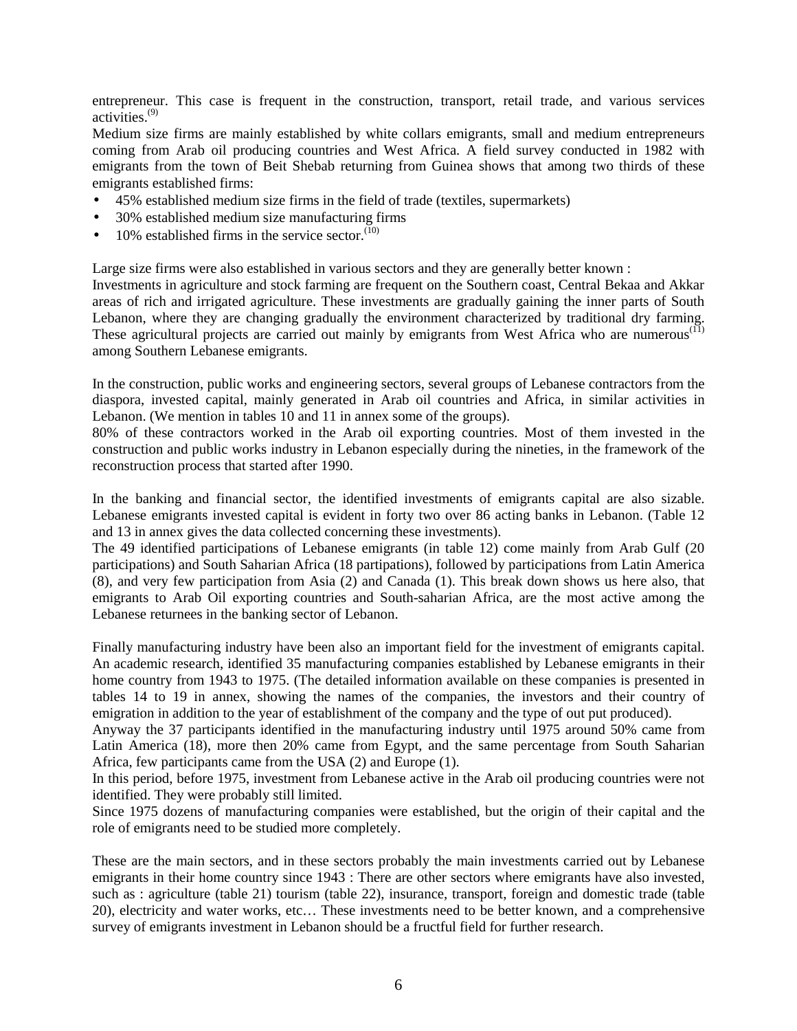entrepreneur. This case is frequent in the construction, transport, retail trade, and various services activities.[9]

Medium size firms are mainly established by white collars emigrants, small and medium entrepreneurs coming from Arab oil producing countries and West Africa. A field survey conducted in 1982 with emigrants from the town of Beit Shebab returning from Guinea shows that among two thirds of these emigrants established firms:

- 45% established medium size firms in the field of trade (textiles, supermarkets)
- 30% established medium size manufacturing firms
- 10% established firms in the service sector.[10]

Large size firms were also established in various sectors and they are generally better known :

Investments in agriculture and stock farming are frequent on the Southern coast, Central Bekaa and Akkar areas of rich and irrigated agriculture. These investments are gradually gaining the inner parts of South Lebanon, where they are changing gradually the environment characterized by traditional dry farming. These agricultural projects are carried out mainly by emigrants from West Africa who are numerous[11] among Southern Lebanese emigrants.

In the construction, public works and engineering sectors, several groups of Lebanese contractors from the diaspora, invested capital, mainly generated in Arab oil countries and Africa, in similar activities in Lebanon. (We mention in tables 10 and 11 in annex some of the groups).

80% of these contractors worked in the Arab oil exporting countries. Most of them invested in the construction and public works industry in Lebanon especially during the nineties, in the framework of the reconstruction process that started after 1990.

In the banking and financial sector, the identified investments of emigrants capital are also sizable. Lebanese emigrants invested capital is evident in forty two over 86 acting banks in Lebanon. (Table 12 and 13 in annex gives the data collected concerning these investments).

The 49 identified participations of Lebanese emigrants (in table 12) come mainly from Arab Gulf (20 participations) and South Saharian Africa (18 partipations), followed by participations from Latin America (8), and very few participation from Asia (2) and Canada (1). This break down shows us here also, that emigrants to Arab Oil exporting countries and South-saharian Africa, are the most active among the Lebanese returnees in the banking sector of Lebanon.

Finally manufacturing industry have been also an important field for the investment of emigrants capital. An academic research, identified 35 manufacturing companies established by Lebanese emigrants in their home country from 1943 to 1975. (The detailed information available on these companies is presented in tables 14 to 19 in annex, showing the names of the companies, the investors and their country of emigration in addition to the year of establishment of the company and the type of out put produced).

Anyway the 37 participants identified in the manufacturing industry until 1975 around 50% came from Latin America (18), more then 20% came from Egypt, and the same percentage from South Saharian Africa, few participants came from the USA (2) and Europe (1).

In this period, before 1975, investment from Lebanese active in the Arab oil producing countries were not identified. They were probably still limited.

Since 1975 dozens of manufacturing companies were established, but the origin of their capital and the role of emigrants need to be studied more completely.

These are the main sectors, and in these sectors probably the main investments carried out by Lebanese emigrants in their home country since 1943 : There are other sectors where emigrants have also invested, such as : agriculture (table 21) tourism (table 22), insurance, transport, foreign and domestic trade (table 20), electricity and water works, etc… These investments need to be better known, and a comprehensive survey of emigrants investment in Lebanon should be a fructful field for further research.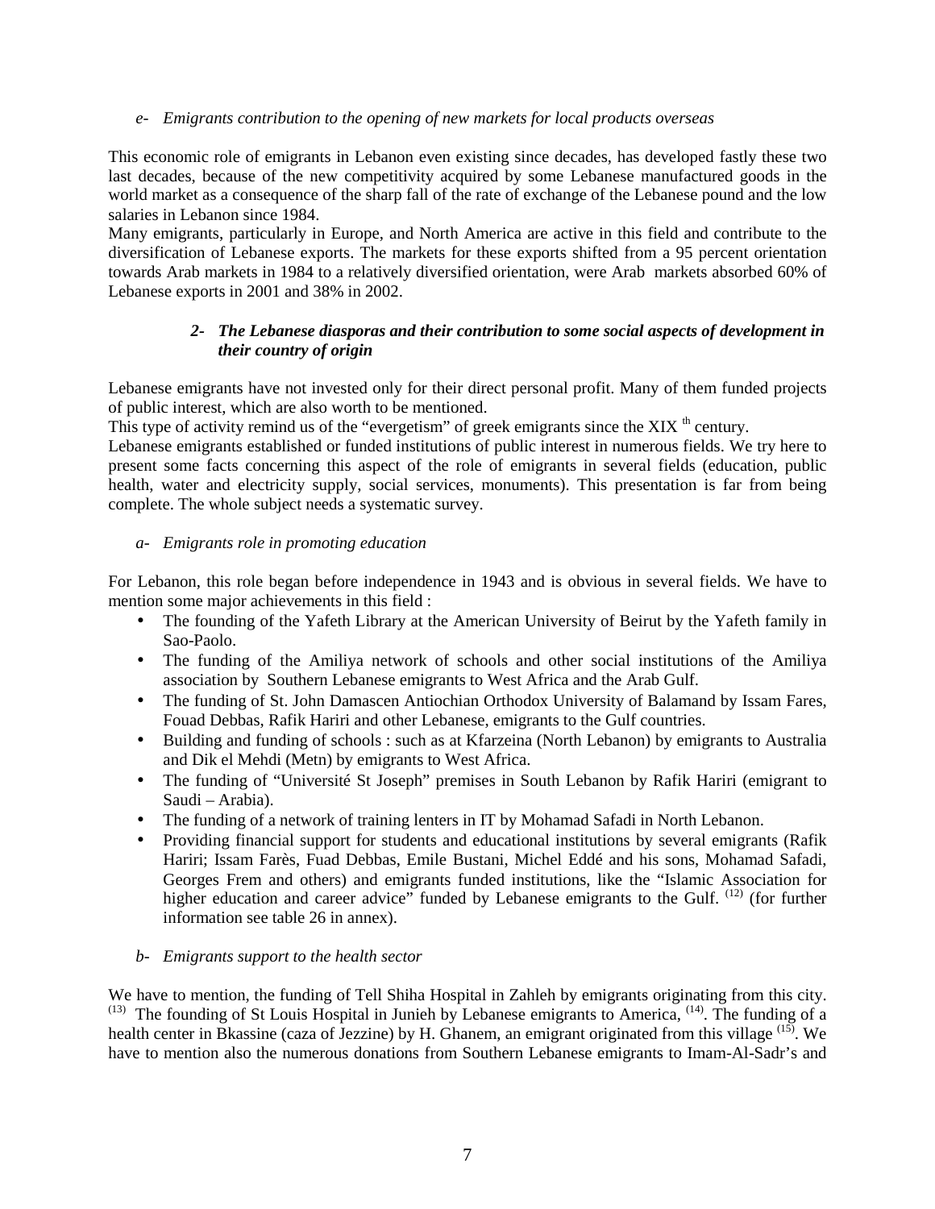*e- Emigrants contribution to the opening of new markets for local products overseas*

This economic role of emigrants in Lebanon even existing since decades, has developed fastly these two last decades, because of the new competitivity acquired by some Lebanese manufactured goods in the world market as a consequence of the sharp fall of the rate of exchange of the Lebanese pound and the low salaries in Lebanon since 1984.

Many emigrants, particularly in Europe, and North America are active in this field and contribute to the diversification of Lebanese exports. The markets for these exports shifted from a 95 percent orientation towards Arab markets in 1984 to a relatively diversified orientation, were Arab markets absorbed 60% of Lebanese exports in 2001 and 38% in 2002.

***2- The Lebanese diasporas and their contribution to some social aspects of development in their country of origin***

Lebanese emigrants have not invested only for their direct personal profit. Many of them funded projects of public interest, which are also worth to be mentioned.

This type of activity remind us of the "evergetism" of greek emigrants since the XIX th century.

Lebanese emigrants established or funded institutions of public interest in numerous fields. We try here to present some facts concerning this aspect of the role of emigrants in several fields (education, public health, water and electricity supply, social services, monuments). This presentation is far from being complete. The whole subject needs a systematic survey.

*a- Emigrants role in promoting education*

For Lebanon, this role began before independence in 1943 and is obvious in several fields. We have to mention some major achievements in this field :

- The founding of the Yafeth Library at the American University of Beirut by the Yafeth family in Sao-Paolo.
- The funding of the Amiliya network of schools and other social institutions of the Amiliya association by Southern Lebanese emigrants to West Africa and the Arab Gulf.
- The funding of St. John Damascen Antiochian Orthodox University of Balamand by Issam Fares, Fouad Debbas, Rafik Hariri and other Lebanese, emigrants to the Gulf countries.
- Building and funding of schools : such as at Kfarzeina (North Lebanon) by emigrants to Australia and Dik el Mehdi (Metn) by emigrants to West Africa.
- The funding of "Université St Joseph" premises in South Lebanon by Rafik Hariri (emigrant to Saudi – Arabia).
- The funding of a network of training lenters in IT by Mohamad Safadi in North Lebanon.
- Providing financial support for students and educational institutions by several emigrants (Rafik Hariri; Issam Farès, Fuad Debbas, Emile Bustani, Michel Eddé and his sons, Mohamad Safadi, Georges Frem and others) and emigrants funded institutions, like the "Islamic Association for higher education and career advice" funded by Lebanese emigrants to the Gulf. [12] (for further information see table 26 in annex).

*b- Emigrants support to the health sector*

We have to mention, the funding of Tell Shiha Hospital in Zahleh by emigrants originating from this city. [13] The founding of St Louis Hospital in Junieh by Lebanese emigrants to America, [14]. The funding of a health center in Bkassine (caza of Jezzine) by H. Ghanem, an emigrant originated from this village [15]. We have to mention also the numerous donations from Southern Lebanese emigrants to Imam-Al-Sadr's and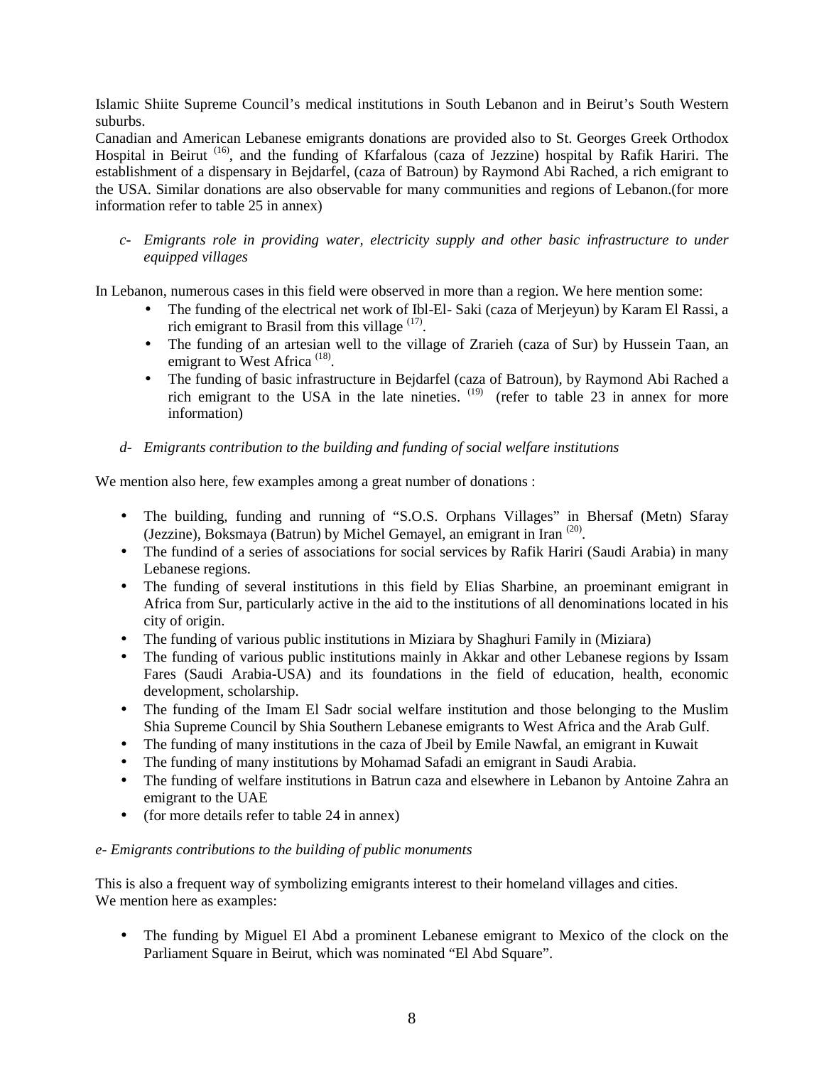Islamic Shiite Supreme Council's medical institutions in South Lebanon and in Beirut's South Western suburbs.

Canadian and American Lebanese emigrants donations are provided also to St. Georges Greek Orthodox Hospital in Beirut [16], and the funding of Kfarfalous (caza of Jezzine) hospital by Rafik Hariri. The establishment of a dispensary in Bejdarfel, (caza of Batroun) by Raymond Abi Rached, a rich emigrant to the USA. Similar donations are also observable for many communities and regions of Lebanon.(for more information refer to table 25 in annex)

*c- Emigrants role in providing water, electricity supply and other basic infrastructure to under equipped villages*

In Lebanon, numerous cases in this field were observed in more than a region. We here mention some:

- The funding of the electrical net work of Ibl-El- Saki (caza of Merjeyun) by Karam El Rassi, a rich emigrant to Brasil from this village [17].
- The funding of an artesian well to the village of Zrarieh (caza of Sur) by Hussein Taan, an emigrant to West Africa [18].
- The funding of basic infrastructure in Bejdarfel (caza of Batroun), by Raymond Abi Rached a rich emigrant to the USA in the late nineties. [19] (refer to table 23 in annex for more information)

*d- Emigrants contribution to the building and funding of social welfare institutions*

We mention also here, few examples among a great number of donations :

- The building, funding and running of "S.O.S. Orphans Villages" in Bhersaf (Metn) Sfaray (Jezzine), Boksmaya (Batrun) by Michel Gemayel, an emigrant in Iran [20].
- The fundind of a series of associations for social services by Rafik Hariri (Saudi Arabia) in many Lebanese regions.
- The funding of several institutions in this field by Elias Sharbine, an proeminant emigrant in Africa from Sur, particularly active in the aid to the institutions of all denominations located in his city of origin.
- The funding of various public institutions in Miziara by Shaghuri Family in (Miziara)
- The funding of various public institutions mainly in Akkar and other Lebanese regions by Issam Fares (Saudi Arabia-USA) and its foundations in the field of education, health, economic development, scholarship.
- The funding of the Imam El Sadr social welfare institution and those belonging to the Muslim Shia Supreme Council by Shia Southern Lebanese emigrants to West Africa and the Arab Gulf.
- The funding of many institutions in the caza of Jbeil by Emile Nawfal, an emigrant in Kuwait
- The funding of many institutions by Mohamad Safadi an emigrant in Saudi Arabia.
- The funding of welfare institutions in Batrun caza and elsewhere in Lebanon by Antoine Zahra an emigrant to the UAE
- (for more details refer to table 24 in annex)

*e- Emigrants contributions to the building of public monuments*

This is also a frequent way of symbolizing emigrants interest to their homeland villages and cities.
We mention here as examples:

- The funding by Miguel El Abd a prominent Lebanese emigrant to Mexico of the clock on the Parliament Square in Beirut, which was nominated "El Abd Square".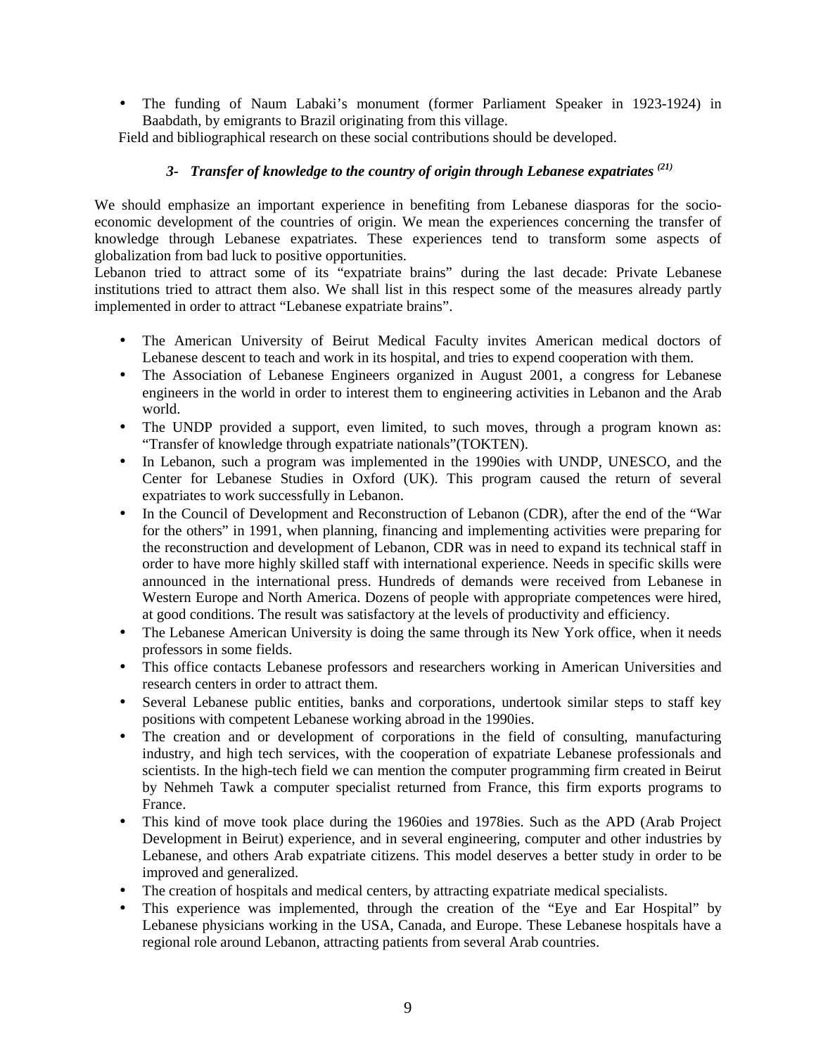- The funding of Naum Labaki's monument (former Parliament Speaker in 1923-1924) in Baabdath, by emigrants to Brazil originating from this village.

Field and bibliographical research on these social contributions should be developed.

### *3- Transfer of knowledge to the country of origin through Lebanese expatriates [(21)]*

We should emphasize an important experience in benefiting from Lebanese diasporas for the socio-economic development of the countries of origin. We mean the experiences concerning the transfer of knowledge through Lebanese expatriates. These experiences tend to transform some aspects of globalization from bad luck to positive opportunities.
Lebanon tried to attract some of its "expatriate brains" during the last decade: Private Lebanese institutions tried to attract them also. We shall list in this respect some of the measures already partly implemented in order to attract "Lebanese expatriate brains".

- The American University of Beirut Medical Faculty invites American medical doctors of Lebanese descent to teach and work in its hospital, and tries to expend cooperation with them.
- The Association of Lebanese Engineers organized in August 2001, a congress for Lebanese engineers in the world in order to interest them to engineering activities in Lebanon and the Arab world.
- The UNDP provided a support, even limited, to such moves, through a program known as: "Transfer of knowledge through expatriate nationals"(TOKTEN).
- In Lebanon, such a program was implemented in the 1990ies with UNDP, UNESCO, and the Center for Lebanese Studies in Oxford (UK). This program caused the return of several expatriates to work successfully in Lebanon.
- In the Council of Development and Reconstruction of Lebanon (CDR), after the end of the "War for the others" in 1991, when planning, financing and implementing activities were preparing for the reconstruction and development of Lebanon, CDR was in need to expand its technical staff in order to have more highly skilled staff with international experience. Needs in specific skills were announced in the international press. Hundreds of demands were received from Lebanese in Western Europe and North America. Dozens of people with appropriate competences were hired, at good conditions. The result was satisfactory at the levels of productivity and efficiency.
- The Lebanese American University is doing the same through its New York office, when it needs professors in some fields.
- This office contacts Lebanese professors and researchers working in American Universities and research centers in order to attract them.
- Several Lebanese public entities, banks and corporations, undertook similar steps to staff key positions with competent Lebanese working abroad in the 1990ies.
- The creation and or development of corporations in the field of consulting, manufacturing industry, and high tech services, with the cooperation of expatriate Lebanese professionals and scientists. In the high-tech field we can mention the computer programming firm created in Beirut by Nehmeh Tawk a computer specialist returned from France, this firm exports programs to France.
- This kind of move took place during the 1960ies and 1978ies. Such as the APD (Arab Project Development in Beirut) experience, and in several engineering, computer and other industries by Lebanese, and others Arab expatriate citizens. This model deserves a better study in order to be improved and generalized.
- The creation of hospitals and medical centers, by attracting expatriate medical specialists.
- This experience was implemented, through the creation of the "Eye and Ear Hospital" by Lebanese physicians working in the USA, Canada, and Europe. These Lebanese hospitals have a regional role around Lebanon, attracting patients from several Arab countries.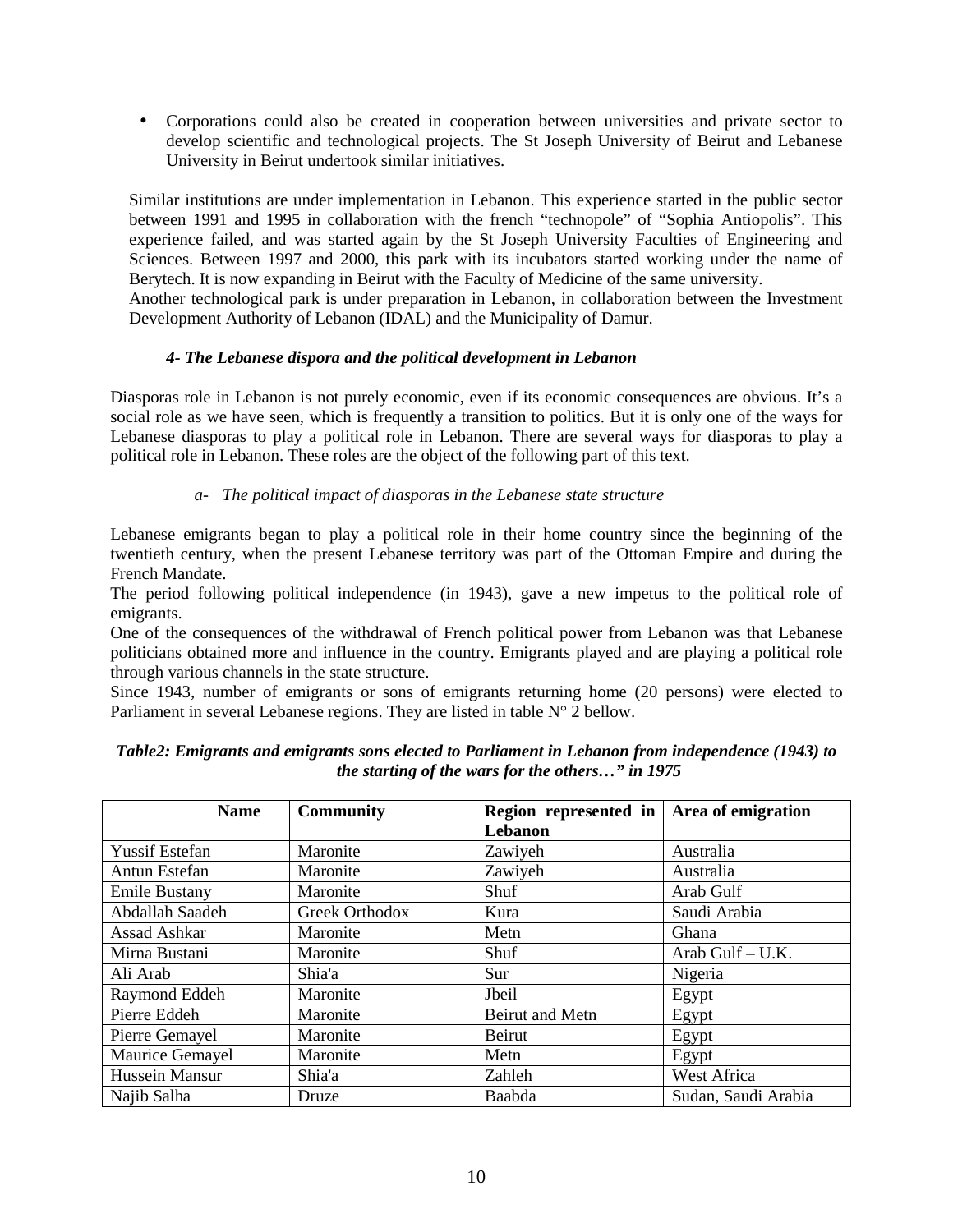- Corporations could also be created in cooperation between universities and private sector to develop scientific and technological projects. The St Joseph University of Beirut and Lebanese University in Beirut undertook similar initiatives.

Similar institutions are under implementation in Lebanon. This experience started in the public sector between 1991 and 1995 in collaboration with the french "technopole" of "Sophia Antiopolis". This experience failed, and was started again by the St Joseph University Faculties of Engineering and Sciences. Between 1997 and 2000, this park with its incubators started working under the name of Berytech. It is now expanding in Beirut with the Faculty of Medicine of the same university.
Another technological park is under preparation in Lebanon, in collaboration between the Investment Development Authority of Lebanon (IDAL) and the Municipality of Damur.

#### *4- The Lebanese dispora and the political development in Lebanon*

Diasporas role in Lebanon is not purely economic, even if its economic consequences are obvious. It's a social role as we have seen, which is frequently a transition to politics. But it is only one of the ways for Lebanese diasporas to play a political role in Lebanon. There are several ways for diasporas to play a political role in Lebanon. These roles are the object of the following part of this text.

##### *a- The political impact of diasporas in the Lebanese state structure*

Lebanese emigrants began to play a political role in their home country since the beginning of the twentieth century, when the present Lebanese territory was part of the Ottoman Empire and during the French Mandate.
The period following political independence (in 1943), gave a new impetus to the political role of emigrants.
One of the consequences of the withdrawal of French political power from Lebanon was that Lebanese politicians obtained more and influence in the country. Emigrants played and are playing a political role through various channels in the state structure.
Since 1943, number of emigrants or sons of emigrants returning home (20 persons) were elected to Parliament in several Lebanese regions. They are listed in table N° 2 bellow.

***Table2: Emigrants and emigrants sons elected to Parliament in Lebanon from independence (1943) to the starting of the wars for the others…" in 1975***

| Name | Community | Region represented in Lebanon | Area of emigration |
|---|---|---|---|
| Yussif Estefan | Maronite | Zawiyeh | Australia |
| Antun Estefan | Maronite | Zawiyeh | Australia |
| Emile Bustany | Maronite | Shuf | Arab Gulf |
| Abdallah Saadeh | Greek Orthodox | Kura | Saudi Arabia |
| Assad Ashkar | Maronite | Metn | Ghana |
| Mirna Bustani | Maronite | Shuf | Arab Gulf – U.K. |
| Ali Arab | Shia'a | Sur | Nigeria |
| Raymond Eddeh | Maronite | Jbeil | Egypt |
| Pierre Eddeh | Maronite | Beirut and Metn | Egypt |
| Pierre Gemayel | Maronite | Beirut | Egypt |
| Maurice Gemayel | Maronite | Metn | Egypt |
| Hussein Mansur | Shia'a | Zahleh | West Africa |
| Najib Salha | Druze | Baabda | Sudan, Saudi Arabia |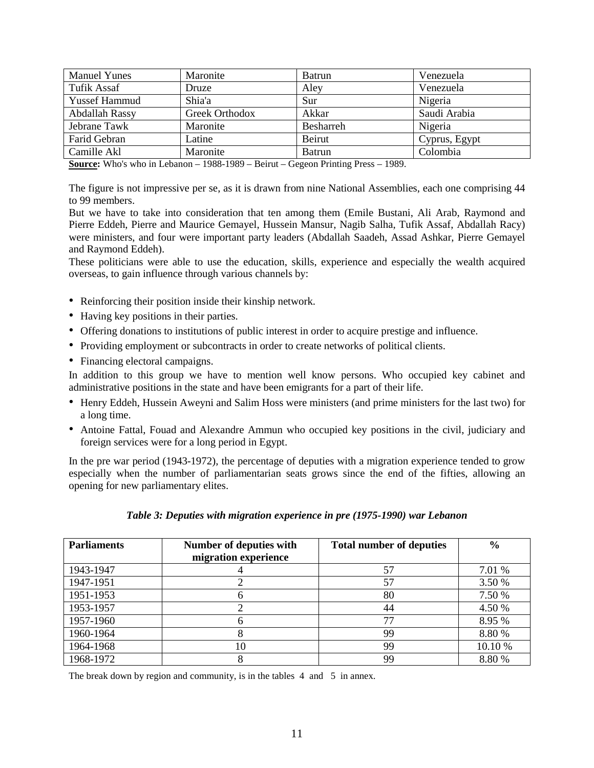| Manuel Yunes | Maronite | Batrun | Venezuela |
|---|---|---|---|
| Tufik Assaf | Druze | Aley | Venezuela |
| Yussef Hammud | Shia'a | Sur | Nigeria |
| Abdallah Rassy | Greek Orthodox | Akkar | Saudi Arabia |
| Jebrane Tawk | Maronite | Besharreh | Nigeria |
| Farid Gebran | Latine | Beirut | Cyprus, Egypt |
| Camille Akl | Maronite | Batrun | Colombia |

**Source:** Who's who in Lebanon – 1988-1989 – Beirut – Gegeon Printing Press – 1989.

The figure is not impressive per se, as it is drawn from nine National Assemblies, each one comprising 44 to 99 members.

But we have to take into consideration that ten among them (Emile Bustani, Ali Arab, Raymond and Pierre Eddeh, Pierre and Maurice Gemayel, Hussein Mansur, Nagib Salha, Tufik Assaf, Abdallah Racy) were ministers, and four were important party leaders (Abdallah Saadeh, Assad Ashkar, Pierre Gemayel and Raymond Eddeh).

These politicians were able to use the education, skills, experience and especially the wealth acquired overseas, to gain influence through various channels by:

- Reinforcing their position inside their kinship network.
- Having key positions in their parties.
- Offering donations to institutions of public interest in order to acquire prestige and influence.
- Providing employment or subcontracts in order to create networks of political clients.
- Financing electoral campaigns.

In addition to this group we have to mention well know persons. Who occupied key cabinet and administrative positions in the state and have been emigrants for a part of their life.

- Henry Eddeh, Hussein Aweyni and Salim Hoss were ministers (and prime ministers for the last two) for a long time.
- Antoine Fattal, Fouad and Alexandre Ammun who occupied key positions in the civil, judiciary and foreign services were for a long period in Egypt.

In the pre war period (1943-1972), the percentage of deputies with a migration experience tended to grow especially when the number of parliamentarian seats grows since the end of the fifties, allowing an opening for new parliamentary elites.

***Table 3: Deputies with migration experience in pre (1975-1990) war Lebanon***

| Parliaments | Number of deputies with migration experience | Total number of deputies | % |
|---|---|---|---|
| 1943-1947 | 4 | 57 | 7.01 % |
| 1947-1951 | 2 | 57 | 3.50 % |
| 1951-1953 | 6 | 80 | 7.50 % |
| 1953-1957 | 2 | 44 | 4.50 % |
| 1957-1960 | 6 | 77 | 8.95 % |
| 1960-1964 | 8 | 99 | 8.80 % |
| 1964-1968 | 10 | 99 | 10.10 % |
| 1968-1972 | 8 | 99 | 8.80 % |

The break down by region and community, is in the tables 4 and 5 in annex.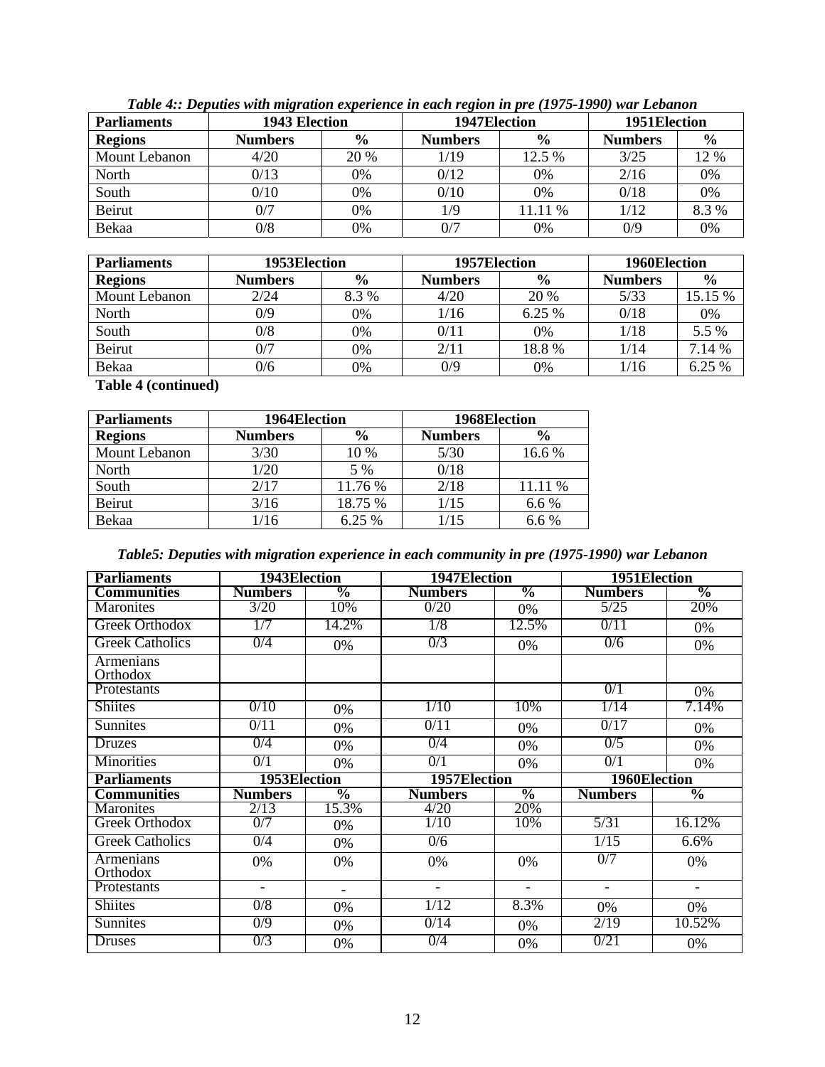*Table 4:: Deputies with migration experience in each region in pre (1975-1990) war Lebanon*

| **Parliaments** | **1943 Election** | | **1947Election** | | **1951Election** | |
|---|---|---|---|---|---|---|
| **Regions** | **Numbers** | **%** | **Numbers** | **%** | **Numbers** | **%** |
| Mount Lebanon | 4/20 | 20 % | 1/19 | 12.5 % | 3/25 | 12 % |
| North | 0/13 | 0% | 0/12 | 0% | 2/16 | 0% |
| South | 0/10 | 0% | 0/10 | 0% | 0/18 | 0% |
| Beirut | 0/7 | 0% | 1/9 | 11.11 % | 1/12 | 8.3 % |
| Bekaa | 0/8 | 0% | 0/7 | 0% | 0/9 | 0% |

| **Parliaments** | **1953Election** | | **1957Election** | | **1960Election** | |
|---|---|---|---|---|---|---|
| **Regions** | **Numbers** | **%** | **Numbers** | **%** | **Numbers** | **%** |
| Mount Lebanon | 2/24 | 8.3 % | 4/20 | 20 % | 5/33 | 15.15 % |
| North | 0/9 | 0% | 1/16 | 6.25 % | 0/18 | 0% |
| South | 0/8 | 0% | 0/11 | 0% | 1/18 | 5.5 % |
| Beirut | 0/7 | 0% | 2/11 | 18.8 % | 1/14 | 7.14 % |
| Bekaa | 0/6 | 0% | 0/9 | 0% | 1/16 | 6.25 % |

**Table 4 (continued)**

| **Parliaments** | **1964Election** | | **1968Election** | |
|---|---|---|---|---|
| **Regions** | **Numbers** | **%** | **Numbers** | **%** |
| Mount Lebanon | 3/30 | 10 % | 5/30 | 16.6 % |
| North | 1/20 | 5 % | 0/18 | |
| South | 2/17 | 11.76 % | 2/18 | 11.11 % |
| Beirut | 3/16 | 18.75 % | 1/15 | 6.6 % |
| Bekaa | 1/16 | 6.25 % | 1/15 | 6.6 % |

*Table5: Deputies with migration experience in each community in pre (1975-1990) war Lebanon*

| **Parliaments** | **1943Election** | | **1947Election** | | **1951Election** | |
|---|---|---|---|---|---|---|
| **Communities** | **Numbers** | **%** | **Numbers** | **%** | **Numbers** | **%** |
| Maronites | 3/20 | 10% | 0/20 | 0% | 5/25 | 20% |
| Greek Orthodox | 1/7 | 14.2% | 1/8 | 12.5% | 0/11 | 0% |
| Greek Catholics | 0/4 | 0% | 0/3 | 0% | 0/6 | 0% |
| Armenians Orthodox | | | | | | |
| Protestants | | | | | 0/1 | 0% |
| Shiites | 0/10 | 0% | 1/10 | 10% | 1/14 | 7.14% |
| Sunnites | 0/11 | 0% | 0/11 | 0% | 0/17 | 0% |
| Druzes | 0/4 | 0% | 0/4 | 0% | 0/5 | 0% |
| Minorities | 0/1 | 0% | 0/1 | 0% | 0/1 | 0% |
| **Parliaments** | **1953Election** | | **1957Election** | | **1960Election** | |
| **Communities** | **Numbers** | **%** | **Numbers** | **%** | **Numbers** | **%** |
| Maronites | 2/13 | 15.3% | 4/20 | 20% | | |
| Greek Orthodox | 0/7 | 0% | 1/10 | 10% | 5/31 | 16.12% |
| Greek Catholics | 0/4 | 0% | 0/6 | | 1/15 | 6.6% |
| Armenians Orthodox | 0% | 0% | 0% | 0% | 0/7 | 0% |
| Protestants | - | - | - | - | - | - |
| Shiites | 0/8 | 0% | 1/12 | 8.3% | 0% | 0% |
| Sunnites | 0/9 | 0% | 0/14 | 0% | 2/19 | 10.52% |
| Druses | 0/3 | 0% | 0/4 | 0% | 0/21 | 0% |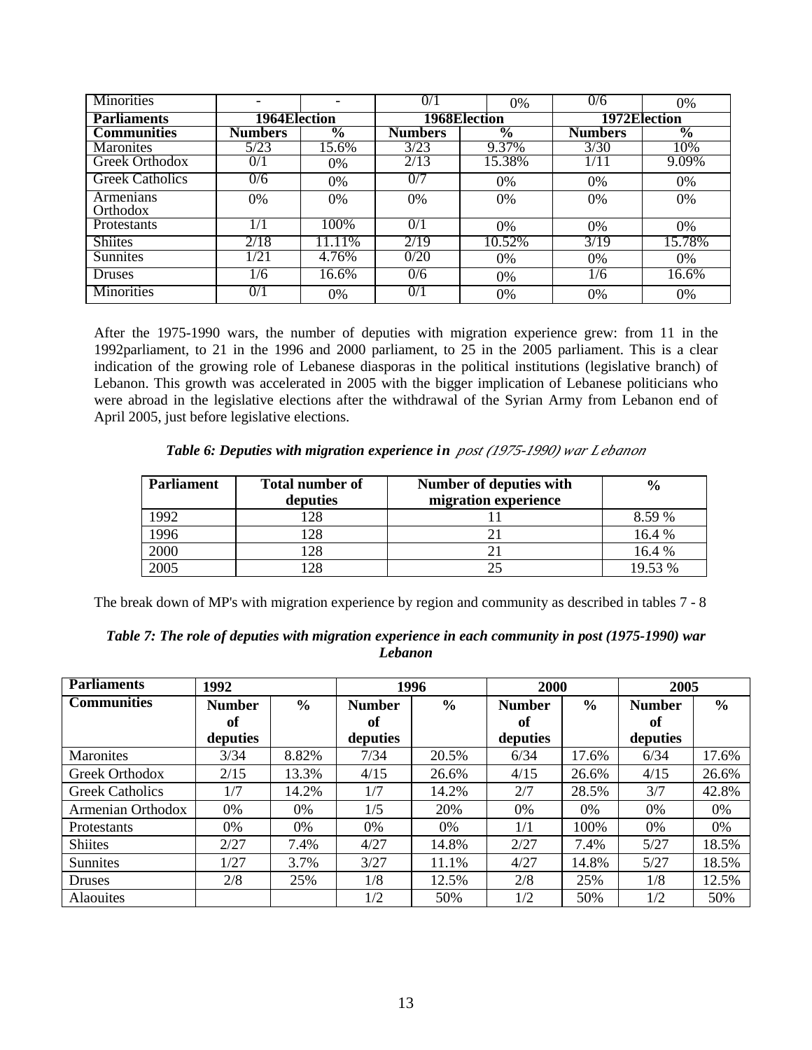| Minorities | - | - | 0/1 | 0% | 0/6 | 0% |
|---|---|---|---|---|---|---|
| **Parliaments** | **1964Election** | | **1968Election** | | **1972Election** | |
| **Communities** | **Numbers** | **%** | **Numbers** | **%** | **Numbers** | **%** |
| Maronites | 5/23 | 15.6% | 3/23 | 9.37% | 3/30 | 10% |
| Greek Orthodox | 0/1 | 0% | 2/13 | 15.38% | 1/11 | 9.09% |
| Greek Catholics | 0/6 | 0% | 0/7 | 0% | 0% | 0% |
| Armenians Orthodox | 0% | 0% | 0% | 0% | 0% | 0% |
| Protestants | 1/1 | 100% | 0/1 | 0% | 0% | 0% |
| Shiites | 2/18 | 11.11% | 2/19 | 10.52% | 3/19 | 15.78% |
| Sunnites | 1/21 | 4.76% | 0/20 | 0% | 0% | 0% |
| Druses | 1/6 | 16.6% | 0/6 | 0% | 1/6 | 16.6% |
| Minorities | 0/1 | 0% | 0/1 | 0% | 0% | 0% |

After the 1975-1990 wars, the number of deputies with migration experience grew: from 11 in the 1992parliament, to 21 in the 1996 and 2000 parliament, to 25 in the 2005 parliament. This is a clear indication of the growing role of Lebanese diasporas in the political institutions (legislative branch) of Lebanon. This growth was accelerated in 2005 with the bigger implication of Lebanese politicians who were abroad in the legislative elections after the withdrawal of the Syrian Army from Lebanon end of April 2005, just before legislative elections.

***Table 6: Deputies with migration experience in** post (1975-1990) war Lebanon*

| Parliament | Total number of deputies | Number of deputies with migration experience | % |
|---|---|---|---|
| 1992 | 128 | 11 | 8.59 % |
| 1996 | 128 | 21 | 16.4 % |
| 2000 | 128 | 21 | 16.4 % |
| 2005 | 128 | 25 | 19.53 % |

The break down of MP's with migration experience by region and community as described in tables 7 - 8

***Table 7: The role of deputies with migration experience in each community in post (1975-1990) war Lebanon***

| **Parliaments** | **1992** | | **1996** | | **2000** | | **2005** | |
|---|---|---|---|---|---|---|---|---|
| **Communities** | **Number of deputies** | **%** | **Number of deputies** | **%** | **Number of deputies** | **%** | **Number of deputies** | **%** |
| Maronites | 3/34 | 8.82% | 7/34 | 20.5% | 6/34 | 17.6% | 6/34 | 17.6% |
| Greek Orthodox | 2/15 | 13.3% | 4/15 | 26.6% | 4/15 | 26.6% | 4/15 | 26.6% |
| Greek Catholics | 1/7 | 14.2% | 1/7 | 14.2% | 2/7 | 28.5% | 3/7 | 42.8% |
| Armenian Orthodox | 0% | 0% | 1/5 | 20% | 0% | 0% | 0% | 0% |
| Protestants | 0% | 0% | 0% | 0% | 1/1 | 100% | 0% | 0% |
| Shiites | 2/27 | 7.4% | 4/27 | 14.8% | 2/27 | 7.4% | 5/27 | 18.5% |
| Sunnites | 1/27 | 3.7% | 3/27 | 11.1% | 4/27 | 14.8% | 5/27 | 18.5% |
| Druses | 2/8 | 25% | 1/8 | 12.5% | 2/8 | 25% | 1/8 | 12.5% |
| Alaouites | | | 1/2 | 50% | 1/2 | 50% | 1/2 | 50% |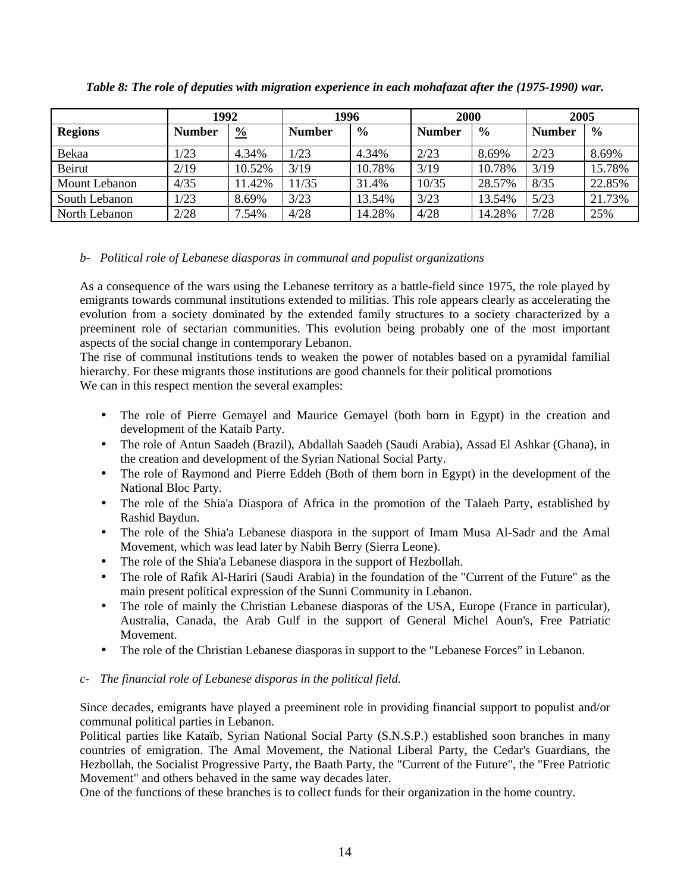*Table 8: The role of deputies with migration experience in each mohafazat after the (1975-1990) war.*

| | 1992 | | 1996 | | 2000 | | 2005 | |
|---|---|---|---|---|---|---|---|---|
| **Regions** | **Number** | **%** | **Number** | **%** | **Number** | **%** | **Number** | **%** |
| Bekaa | 1/23 | 4.34% | 1/23 | 4.34% | 2/23 | 8.69% | 2/23 | 8.69% |
| Beirut | 2/19 | 10.52% | 3/19 | 10.78% | 3/19 | 10.78% | 3/19 | 15.78% |
| Mount Lebanon | 4/35 | 11.42% | 11/35 | 31.4% | 10/35 | 28.57% | 8/35 | 22.85% |
| South Lebanon | 1/23 | 8.69% | 3/23 | 13.54% | 3/23 | 13.54% | 5/23 | 21.73% |
| North Lebanon | 2/28 | 7.54% | 4/28 | 14.28% | 4/28 | 14.28% | 7/28 | 25% |

*b- Political role of Lebanese diasporas in communal and populist organizations*

As a consequence of the wars using the Lebanese territory as a battle-field since 1975, the role played by emigrants towards communal institutions extended to militias. This role appears clearly as accelerating the evolution from a society dominated by the extended family structures to a society characterized by a preeminent role of sectarian communities. This evolution being probably one of the most important aspects of the social change in contemporary Lebanon.

The rise of communal institutions tends to weaken the power of notables based on a pyramidal familial hierarchy. For these migrants those institutions are good channels for their political promotions

We can in this respect mention the several examples:

- The role of Pierre Gemayel and Maurice Gemayel (both born in Egypt) in the creation and development of the Kataib Party.
- The role of Antun Saadeh (Brazil), Abdallah Saadeh (Saudi Arabia), Assad El Ashkar (Ghana), in the creation and development of the Syrian National Social Party.
- The role of Raymond and Pierre Eddeh (Both of them born in Egypt) in the development of the National Bloc Party.
- The role of the Shia'a Diaspora of Africa in the promotion of the Talaeh Party, established by Rashid Baydun.
- The role of the Shia'a Lebanese diaspora in the support of Imam Musa Al-Sadr and the Amal Movement, which was lead later by Nabih Berry (Sierra Leone).
- The role of the Shia'a Lebanese diaspora in the support of Hezbollah.
- The role of Rafik Al-Hariri (Saudi Arabia) in the foundation of the "Current of the Future" as the main present political expression of the Sunni Community in Lebanon.
- The role of mainly the Christian Lebanese diasporas of the USA, Europe (France in particular), Australia, Canada, the Arab Gulf in the support of General Michel Aoun's, Free Patriatic Movement.
- The role of the Christian Lebanese diasporas in support to the "Lebanese Forces" in Lebanon.

*c- The financial role of Lebanese disporas in the political field.*

Since decades, emigrants have played a preeminent role in providing financial support to populist and/or communal political parties in Lebanon.

Political parties like Kataïb, Syrian National Social Party (S.N.S.P.) established soon branches in many countries of emigration. The Amal Movement, the National Liberal Party, the Cedar's Guardians, the Hezbollah, the Socialist Progressive Party, the Baath Party, the "Current of the Future", the "Free Patriotic Movement" and others behaved in the same way decades later.

One of the functions of these branches is to collect funds for their organization in the home country.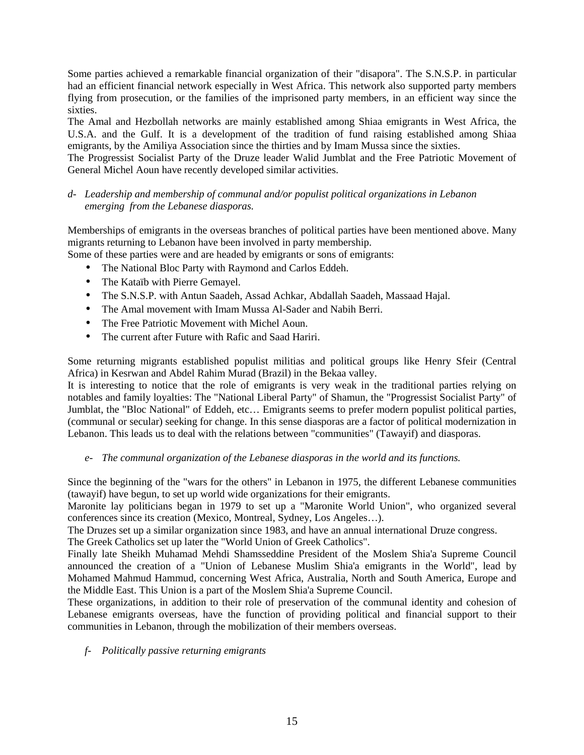Some parties achieved a remarkable financial organization of their "disapora". The S.N.S.P. in particular had an efficient financial network especially in West Africa. This network also supported party members flying from prosecution, or the families of the imprisoned party members, in an efficient way since the sixties.

The Amal and Hezbollah networks are mainly established among Shiaa emigrants in West Africa, the U.S.A. and the Gulf. It is a development of the tradition of fund raising established among Shiaa emigrants, by the Amiliya Association since the thirties and by Imam Mussa since the sixties.

The Progressist Socialist Party of the Druze leader Walid Jumblat and the Free Patriotic Movement of General Michel Aoun have recently developed similar activities.

*d- Leadership and membership of communal and/or populist political organizations in Lebanon emerging from the Lebanese diasporas.*

Memberships of emigrants in the overseas branches of political parties have been mentioned above. Many migrants returning to Lebanon have been involved in party membership.

Some of these parties were and are headed by emigrants or sons of emigrants:

- The National Bloc Party with Raymond and Carlos Eddeh.
- The Kataïb with Pierre Gemayel.
- The S.N.S.P. with Antun Saadeh, Assad Achkar, Abdallah Saadeh, Massaad Hajal.
- The Amal movement with Imam Mussa Al-Sader and Nabih Berri.
- The Free Patriotic Movement with Michel Aoun.
- The current after Future with Rafic and Saad Hariri.

Some returning migrants established populist militias and political groups like Henry Sfeir (Central Africa) in Kesrwan and Abdel Rahim Murad (Brazil) in the Bekaa valley.

It is interesting to notice that the role of emigrants is very weak in the traditional parties relying on notables and family loyalties: The "National Liberal Party" of Shamun, the "Progressist Socialist Party" of Jumblat, the "Bloc National" of Eddeh, etc… Emigrants seems to prefer modern populist political parties, (communal or secular) seeking for change. In this sense diasporas are a factor of political modernization in Lebanon. This leads us to deal with the relations between "communities" (Tawayif) and diasporas.

*e- The communal organization of the Lebanese diasporas in the world and its functions.*

Since the beginning of the "wars for the others" in Lebanon in 1975, the different Lebanese communities (tawayif) have begun, to set up world wide organizations for their emigrants.

Maronite lay politicians began in 1979 to set up a "Maronite World Union", who organized several conferences since its creation (Mexico, Montreal, Sydney, Los Angeles…).

The Druzes set up a similar organization since 1983, and have an annual international Druze congress.

The Greek Catholics set up later the "World Union of Greek Catholics".

Finally late Sheikh Muhamad Mehdi Shamsseddine President of the Moslem Shia'a Supreme Council announced the creation of a "Union of Lebanese Muslim Shia'a emigrants in the World", lead by Mohamed Mahmud Hammud, concerning West Africa, Australia, North and South America, Europe and the Middle East. This Union is a part of the Moslem Shia'a Supreme Council.

These organizations, in addition to their role of preservation of the communal identity and cohesion of Lebanese emigrants overseas, have the function of providing political and financial support to their communities in Lebanon, through the mobilization of their members overseas.

*f- Politically passive returning emigrants*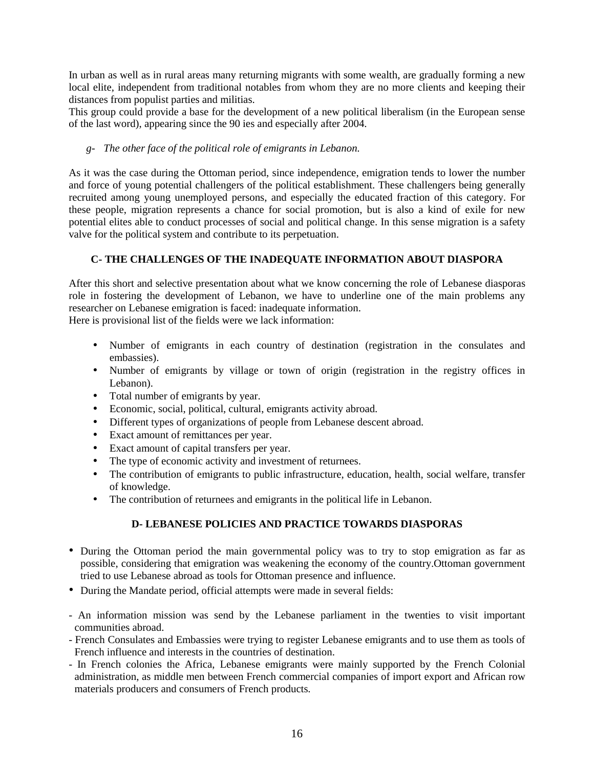In urban as well as in rural areas many returning migrants with some wealth, are gradually forming a new local elite, independent from traditional notables from whom they are no more clients and keeping their distances from populist parties and militias.
This group could provide a base for the development of a new political liberalism (in the European sense of the last word), appearing since the 90 ies and especially after 2004.

*g- The other face of the political role of emigrants in Lebanon.*

As it was the case during the Ottoman period, since independence, emigration tends to lower the number and force of young potential challengers of the political establishment. These challengers being generally recruited among young unemployed persons, and especially the educated fraction of this category. For these people, migration represents a chance for social promotion, but is also a kind of exile for new potential elites able to conduct processes of social and political change. In this sense migration is a safety valve for the political system and contribute to its perpetuation.

## C- THE CHALLENGES OF THE INADEQUATE INFORMATION ABOUT DIASPORA

After this short and selective presentation about what we know concerning the role of Lebanese diasporas role in fostering the development of Lebanon, we have to underline one of the main problems any researcher on Lebanese emigration is faced: inadequate information.
Here is provisional list of the fields were we lack information:

- Number of emigrants in each country of destination (registration in the consulates and embassies).
- Number of emigrants by village or town of origin (registration in the registry offices in Lebanon).
- Total number of emigrants by year.
- Economic, social, political, cultural, emigrants activity abroad.
- Different types of organizations of people from Lebanese descent abroad.
- Exact amount of remittances per year.
- Exact amount of capital transfers per year.
- The type of economic activity and investment of returnees.
- The contribution of emigrants to public infrastructure, education, health, social welfare, transfer of knowledge.
- The contribution of returnees and emigrants in the political life in Lebanon.

## D- LEBANESE POLICIES AND PRACTICE TOWARDS DIASPORAS

- During the Ottoman period the main governmental policy was to try to stop emigration as far as possible, considering that emigration was weakening the economy of the country.Ottoman government tried to use Lebanese abroad as tools for Ottoman presence and influence.
- During the Mandate period, official attempts were made in several fields:

- An information mission was send by the Lebanese parliament in the twenties to visit important communities abroad.
- French Consulates and Embassies were trying to register Lebanese emigrants and to use them as tools of French influence and interests in the countries of destination.
- In French colonies the Africa, Lebanese emigrants were mainly supported by the French Colonial administration, as middle men between French commercial companies of import export and African row materials producers and consumers of French products.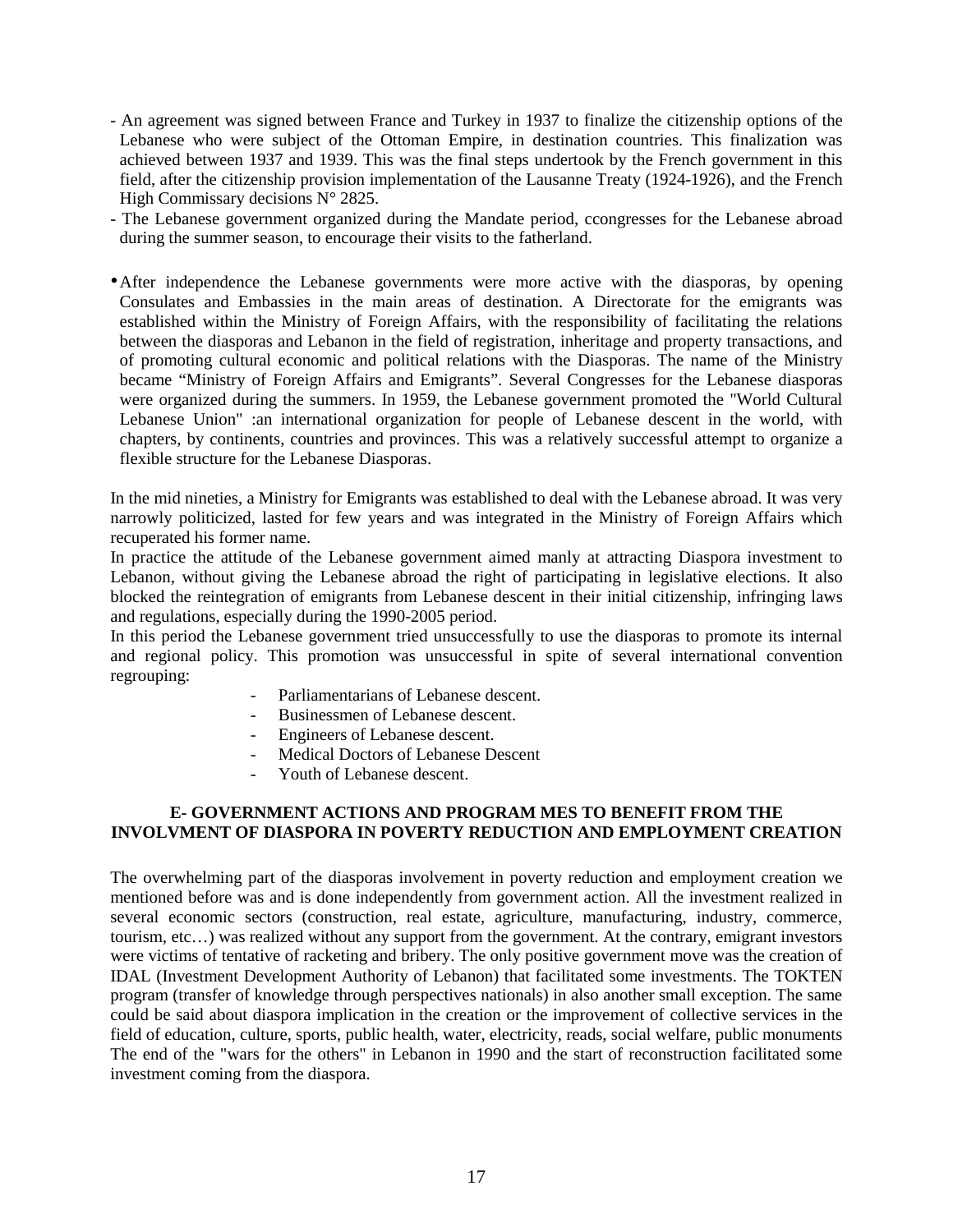- An agreement was signed between France and Turkey in 1937 to finalize the citizenship options of the Lebanese who were subject of the Ottoman Empire, in destination countries. This finalization was achieved between 1937 and 1939. This was the final steps undertook by the French government in this field, after the citizenship provision implementation of the Lausanne Treaty (1924-1926), and the French High Commissary decisions N° 2825.
- The Lebanese government organized during the Mandate period, ccongresses for the Lebanese abroad during the summer season, to encourage their visits to the fatherland.

- After independence the Lebanese governments were more active with the diasporas, by opening Consulates and Embassies in the main areas of destination. A Directorate for the emigrants was established within the Ministry of Foreign Affairs, with the responsibility of facilitating the relations between the diasporas and Lebanon in the field of registration, inheritage and property transactions, and of promoting cultural economic and political relations with the Diasporas. The name of the Ministry became "Ministry of Foreign Affairs and Emigrants". Several Congresses for the Lebanese diasporas were organized during the summers. In 1959, the Lebanese government promoted the "World Cultural Lebanese Union" :an international organization for people of Lebanese descent in the world, with chapters, by continents, countries and provinces. This was a relatively successful attempt to organize a flexible structure for the Lebanese Diasporas.

In the mid nineties, a Ministry for Emigrants was established to deal with the Lebanese abroad. It was very narrowly politicized, lasted for few years and was integrated in the Ministry of Foreign Affairs which recuperated his former name.

In practice the attitude of the Lebanese government aimed manly at attracting Diaspora investment to Lebanon, without giving the Lebanese abroad the right of participating in legislative elections. It also blocked the reintegration of emigrants from Lebanese descent in their initial citizenship, infringing laws and regulations, especially during the 1990-2005 period.

In this period the Lebanese government tried unsuccessfully to use the diasporas to promote its internal and regional policy. This promotion was unsuccessful in spite of several international convention regrouping:

- Parliamentarians of Lebanese descent.
- Businessmen of Lebanese descent.
- Engineers of Lebanese descent.
- Medical Doctors of Lebanese Descent
- Youth of Lebanese descent.

## E- GOVERNMENT ACTIONS AND PROGRAM MES TO BENEFIT FROM THE INVOLVMENT OF DIASPORA IN POVERTY REDUCTION AND EMPLOYMENT CREATION

The overwhelming part of the diasporas involvement in poverty reduction and employment creation we mentioned before was and is done independently from government action. All the investment realized in several economic sectors (construction, real estate, agriculture, manufacturing, industry, commerce, tourism, etc…) was realized without any support from the government. At the contrary, emigrant investors were victims of tentative of racketing and bribery. The only positive government move was the creation of IDAL (Investment Development Authority of Lebanon) that facilitated some investments. The TOKTEN program (transfer of knowledge through perspectives nationals) in also another small exception. The same could be said about diaspora implication in the creation or the improvement of collective services in the field of education, culture, sports, public health, water, electricity, reads, social welfare, public monuments The end of the "wars for the others" in Lebanon in 1990 and the start of reconstruction facilitated some investment coming from the diaspora.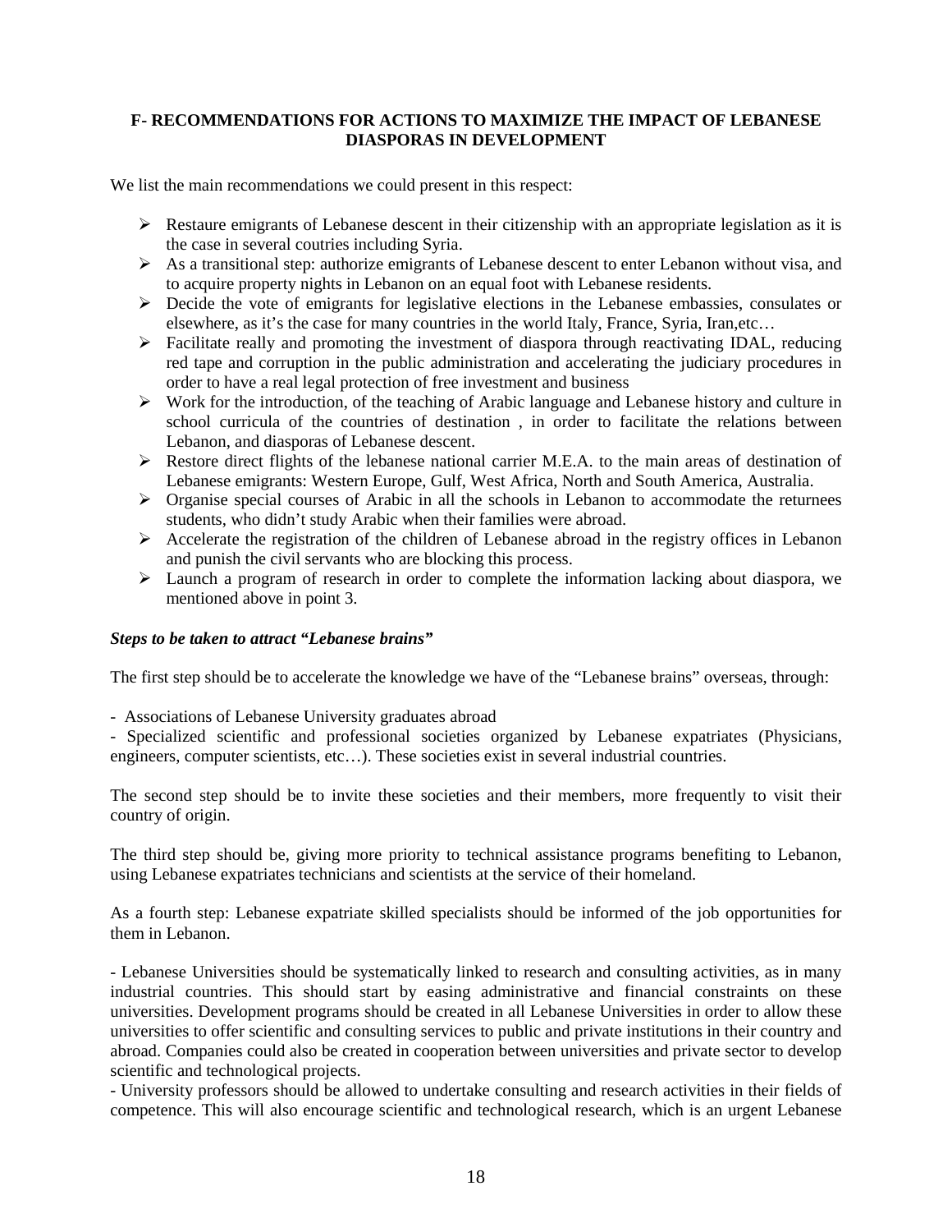## F- RECOMMENDATIONS FOR ACTIONS TO MAXIMIZE THE IMPACT OF LEBANESE DIASPORAS IN DEVELOPMENT

We list the main recommendations we could present in this respect:

- Restaure emigrants of Lebanese descent in their citizenship with an appropriate legislation as it is the case in several coutries including Syria.
- As a transitional step: authorize emigrants of Lebanese descent to enter Lebanon without visa, and to acquire property nights in Lebanon on an equal foot with Lebanese residents.
- Decide the vote of emigrants for legislative elections in the Lebanese embassies, consulates or elsewhere, as it's the case for many countries in the world Italy, France, Syria, Iran,etc…
- Facilitate really and promoting the investment of diaspora through reactivating IDAL, reducing red tape and corruption in the public administration and accelerating the judiciary procedures in order to have a real legal protection of free investment and business
- Work for the introduction, of the teaching of Arabic language and Lebanese history and culture in school curricula of the countries of destination , in order to facilitate the relations between Lebanon, and diasporas of Lebanese descent.
- Restore direct flights of the lebanese national carrier M.E.A. to the main areas of destination of Lebanese emigrants: Western Europe, Gulf, West Africa, North and South America, Australia.
- Organise special courses of Arabic in all the schools in Lebanon to accommodate the returnees students, who didn't study Arabic when their families were abroad.
- Accelerate the registration of the children of Lebanese abroad in the registry offices in Lebanon and punish the civil servants who are blocking this process.
- Launch a program of research in order to complete the information lacking about diaspora, we mentioned above in point 3.

***Steps to be taken to attract "Lebanese brains"***

The first step should be to accelerate the knowledge we have of the "Lebanese brains" overseas, through:

- Associations of Lebanese University graduates abroad
- Specialized scientific and professional societies organized by Lebanese expatriates (Physicians, engineers, computer scientists, etc…). These societies exist in several industrial countries.

The second step should be to invite these societies and their members, more frequently to visit their country of origin.

The third step should be, giving more priority to technical assistance programs benefiting to Lebanon, using Lebanese expatriates technicians and scientists at the service of their homeland.

As a fourth step: Lebanese expatriate skilled specialists should be informed of the job opportunities for them in Lebanon.

- Lebanese Universities should be systematically linked to research and consulting activities, as in many industrial countries. This should start by easing administrative and financial constraints on these universities. Development programs should be created in all Lebanese Universities in order to allow these universities to offer scientific and consulting services to public and private institutions in their country and abroad. Companies could also be created in cooperation between universities and private sector to develop scientific and technological projects.
- University professors should be allowed to undertake consulting and research activities in their fields of competence. This will also encourage scientific and technological research, which is an urgent Lebanese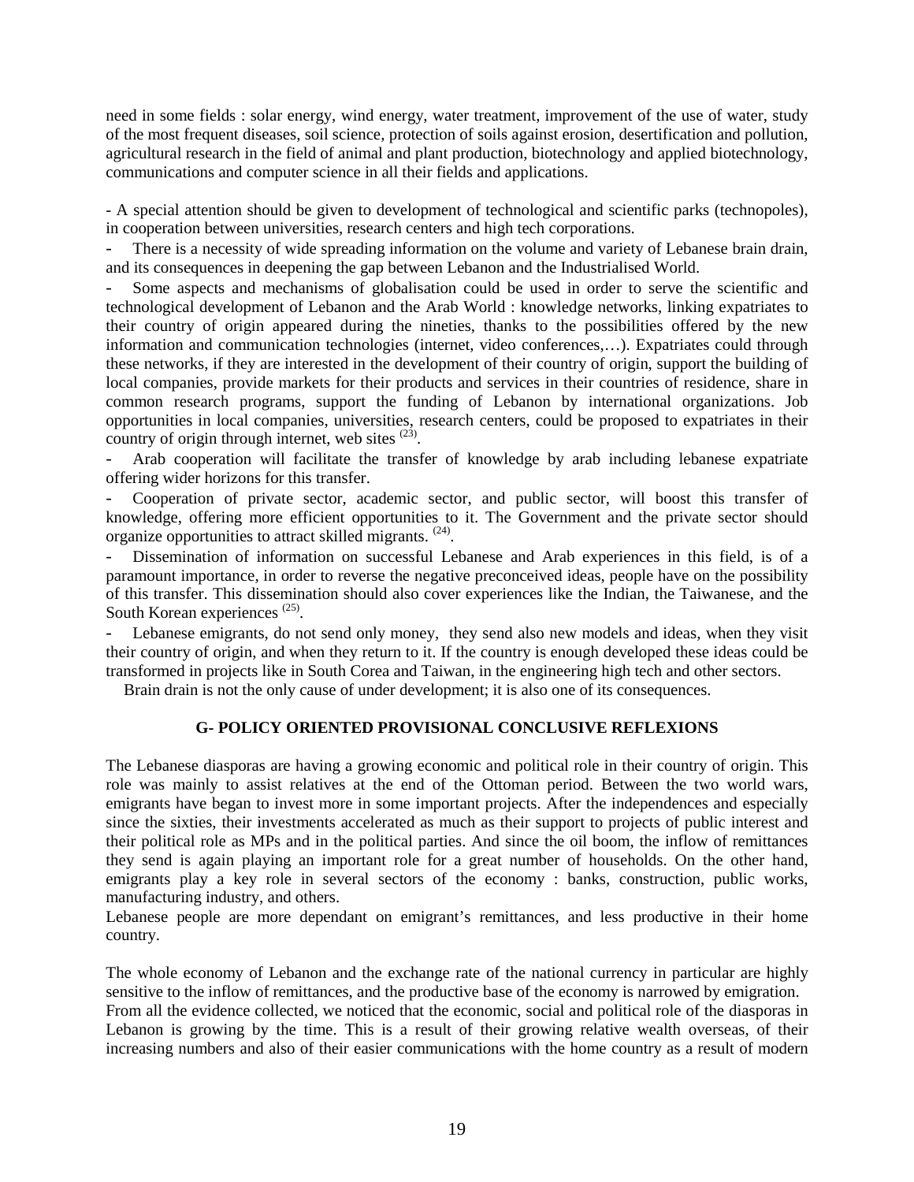need in some fields : solar energy, wind energy, water treatment, improvement of the use of water, study of the most frequent diseases, soil science, protection of soils against erosion, desertification and pollution, agricultural research in the field of animal and plant production, biotechnology and applied biotechnology, communications and computer science in all their fields and applications.

- A special attention should be given to development of technological and scientific parks (technopoles), in cooperation between universities, research centers and high tech corporations.
- There is a necessity of wide spreading information on the volume and variety of Lebanese brain drain, and its consequences in deepening the gap between Lebanon and the Industrialised World.
- Some aspects and mechanisms of globalisation could be used in order to serve the scientific and technological development of Lebanon and the Arab World : knowledge networks, linking expatriates to their country of origin appeared during the nineties, thanks to the possibilities offered by the new information and communication technologies (internet, video conferences,…). Expatriates could through these networks, if they are interested in the development of their country of origin, support the building of local companies, provide markets for their products and services in their countries of residence, share in common research programs, support the funding of Lebanon by international organizations. Job opportunities in local companies, universities, research centers, could be proposed to expatriates in their country of origin through internet, web sites [23].
- Arab cooperation will facilitate the transfer of knowledge by arab including lebanese expatriate offering wider horizons for this transfer.
- Cooperation of private sector, academic sector, and public sector, will boost this transfer of knowledge, offering more efficient opportunities to it. The Government and the private sector should organize opportunities to attract skilled migrants. [24].
- Dissemination of information on successful Lebanese and Arab experiences in this field, is of a paramount importance, in order to reverse the negative preconceived ideas, people have on the possibility of this transfer. This dissemination should also cover experiences like the Indian, the Taiwanese, and the South Korean experiences [25].
- Lebanese emigrants, do not send only money, they send also new models and ideas, when they visit their country of origin, and when they return to it. If the country is enough developed these ideas could be transformed in projects like in South Corea and Taiwan, in the engineering high tech and other sectors.

Brain drain is not the only cause of under development; it is also one of its consequences.

## G- POLICY ORIENTED PROVISIONAL CONCLUSIVE REFLEXIONS

The Lebanese diasporas are having a growing economic and political role in their country of origin. This role was mainly to assist relatives at the end of the Ottoman period. Between the two world wars, emigrants have began to invest more in some important projects. After the independences and especially since the sixties, their investments accelerated as much as their support to projects of public interest and their political role as MPs and in the political parties. And since the oil boom, the inflow of remittances they send is again playing an important role for a great number of households. On the other hand, emigrants play a key role in several sectors of the economy : banks, construction, public works, manufacturing industry, and others.
Lebanese people are more dependant on emigrant's remittances, and less productive in their home country.

The whole economy of Lebanon and the exchange rate of the national currency in particular are highly sensitive to the inflow of remittances, and the productive base of the economy is narrowed by emigration.
From all the evidence collected, we noticed that the economic, social and political role of the diasporas in Lebanon is growing by the time. This is a result of their growing relative wealth overseas, of their increasing numbers and also of their easier communications with the home country as a result of modern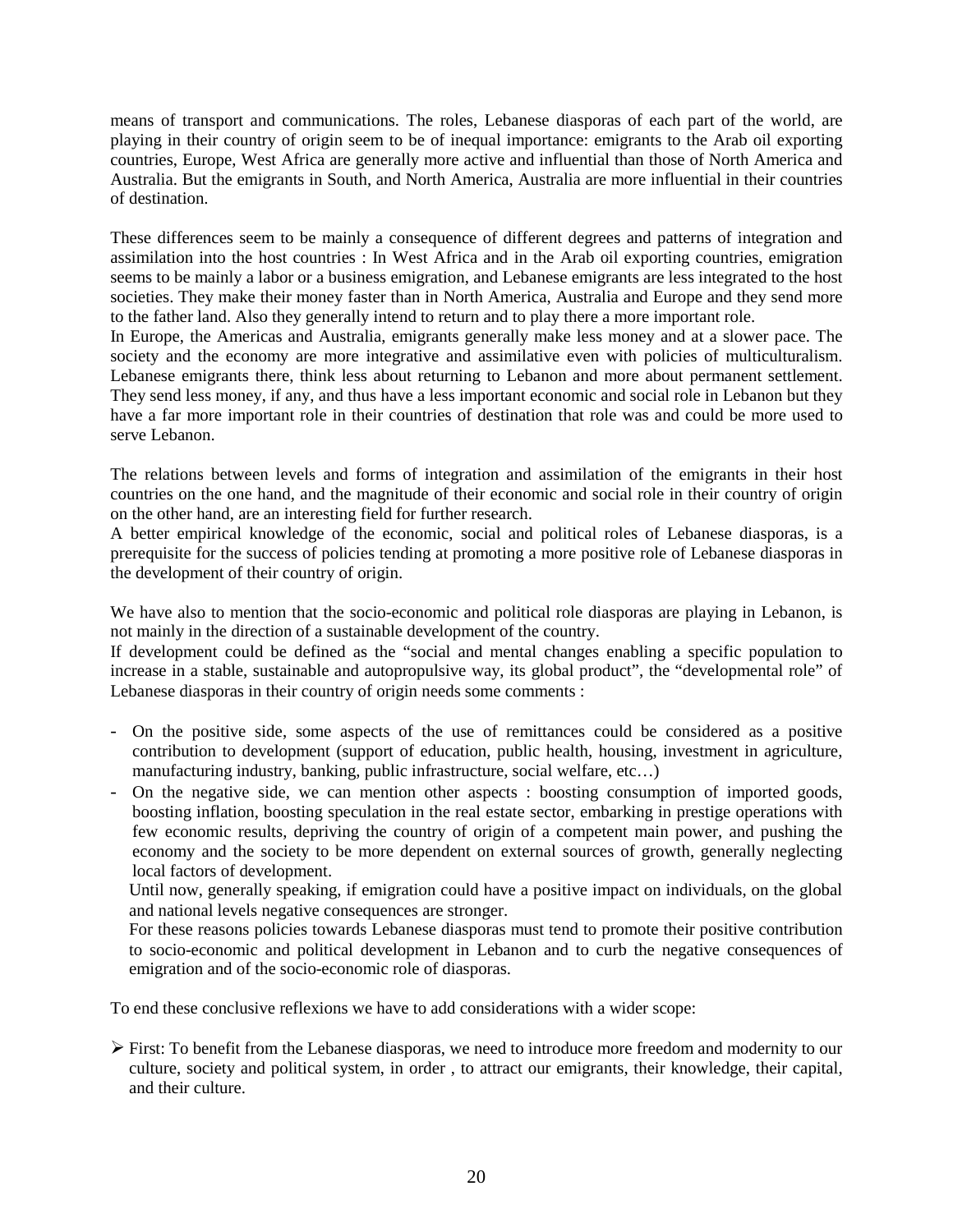means of transport and communications. The roles, Lebanese diasporas of each part of the world, are playing in their country of origin seem to be of inequal importance: emigrants to the Arab oil exporting countries, Europe, West Africa are generally more active and influential than those of North America and Australia. But the emigrants in South, and North America, Australia are more influential in their countries of destination.

These differences seem to be mainly a consequence of different degrees and patterns of integration and assimilation into the host countries : In West Africa and in the Arab oil exporting countries, emigration seems to be mainly a labor or a business emigration, and Lebanese emigrants are less integrated to the host societies. They make their money faster than in North America, Australia and Europe and they send more to the father land. Also they generally intend to return and to play there a more important role.
In Europe, the Americas and Australia, emigrants generally make less money and at a slower pace. The society and the economy are more integrative and assimilative even with policies of multiculturalism. Lebanese emigrants there, think less about returning to Lebanon and more about permanent settlement. They send less money, if any, and thus have a less important economic and social role in Lebanon but they have a far more important role in their countries of destination that role was and could be more used to serve Lebanon.

The relations between levels and forms of integration and assimilation of the emigrants in their host countries on the one hand, and the magnitude of their economic and social role in their country of origin on the other hand, are an interesting field for further research.
A better empirical knowledge of the economic, social and political roles of Lebanese diasporas, is a prerequisite for the success of policies tending at promoting a more positive role of Lebanese diasporas in the development of their country of origin.

We have also to mention that the socio-economic and political role diasporas are playing in Lebanon, is not mainly in the direction of a sustainable development of the country.
If development could be defined as the "social and mental changes enabling a specific population to increase in a stable, sustainable and autopropulsive way, its global product", the "developmental role" of Lebanese diasporas in their country of origin needs some comments :

- On the positive side, some aspects of the use of remittances could be considered as a positive contribution to development (support of education, public health, housing, investment in agriculture, manufacturing industry, banking, public infrastructure, social welfare, etc…)
- On the negative side, we can mention other aspects : boosting consumption of imported goods, boosting inflation, boosting speculation in the real estate sector, embarking in prestige operations with few economic results, depriving the country of origin of a competent main power, and pushing the economy and the society to be more dependent on external sources of growth, generally neglecting local factors of development.

  Until now, generally speaking, if emigration could have a positive impact on individuals, on the global and national levels negative consequences are stronger.

  For these reasons policies towards Lebanese diasporas must tend to promote their positive contribution to socio-economic and political development in Lebanon and to curb the negative consequences of emigration and of the socio-economic role of diasporas.

To end these conclusive reflexions we have to add considerations with a wider scope:

- First: To benefit from the Lebanese diasporas, we need to introduce more freedom and modernity to our culture, society and political system, in order , to attract our emigrants, their knowledge, their capital, and their culture.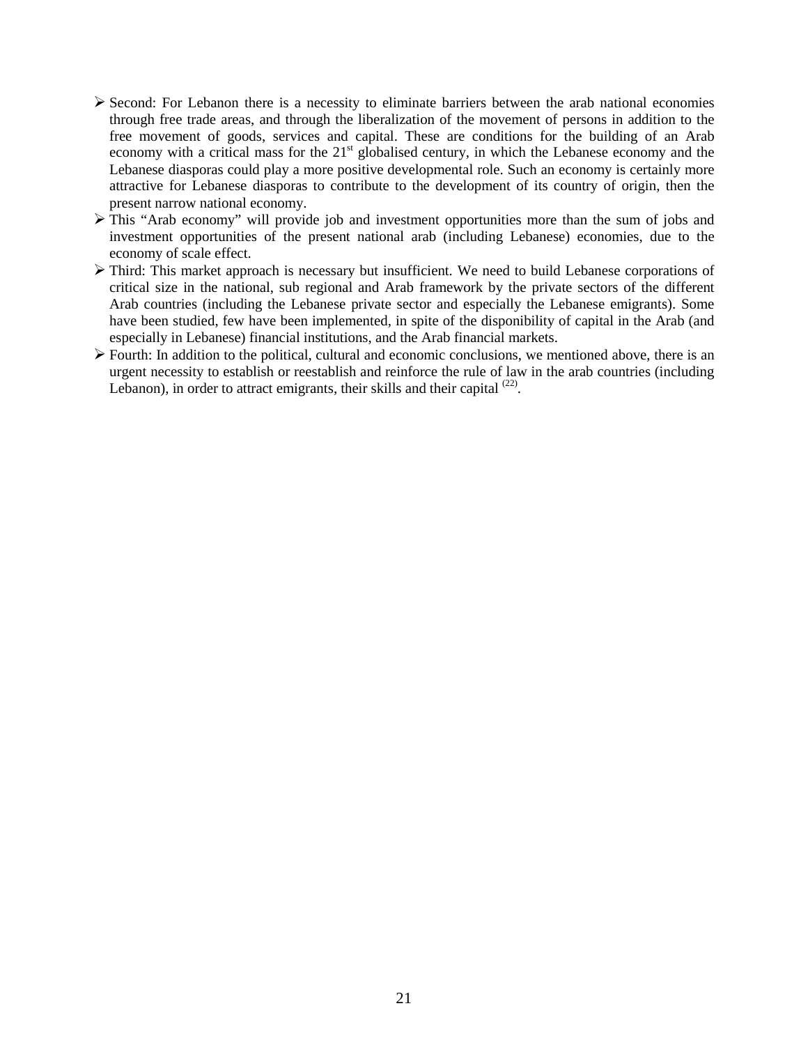- Second: For Lebanon there is a necessity to eliminate barriers between the arab national economies through free trade areas, and through the liberalization of the movement of persons in addition to the free movement of goods, services and capital. These are conditions for the building of an Arab economy with a critical mass for the 21st globalised century, in which the Lebanese economy and the Lebanese diasporas could play a more positive developmental role. Such an economy is certainly more attractive for Lebanese diasporas to contribute to the development of its country of origin, then the present narrow national economy.
- This "Arab economy" will provide job and investment opportunities more than the sum of jobs and investment opportunities of the present national arab (including Lebanese) economies, due to the economy of scale effect.
- Third: This market approach is necessary but insufficient. We need to build Lebanese corporations of critical size in the national, sub regional and Arab framework by the private sectors of the different Arab countries (including the Lebanese private sector and especially the Lebanese emigrants). Some have been studied, few have been implemented, in spite of the disponibility of capital in the Arab (and especially in Lebanese) financial institutions, and the Arab financial markets.
- Fourth: In addition to the political, cultural and economic conclusions, we mentioned above, there is an urgent necessity to establish or reestablish and reinforce the rule of law in the arab countries (including Lebanon), in order to attract emigrants, their skills and their capital [(22)].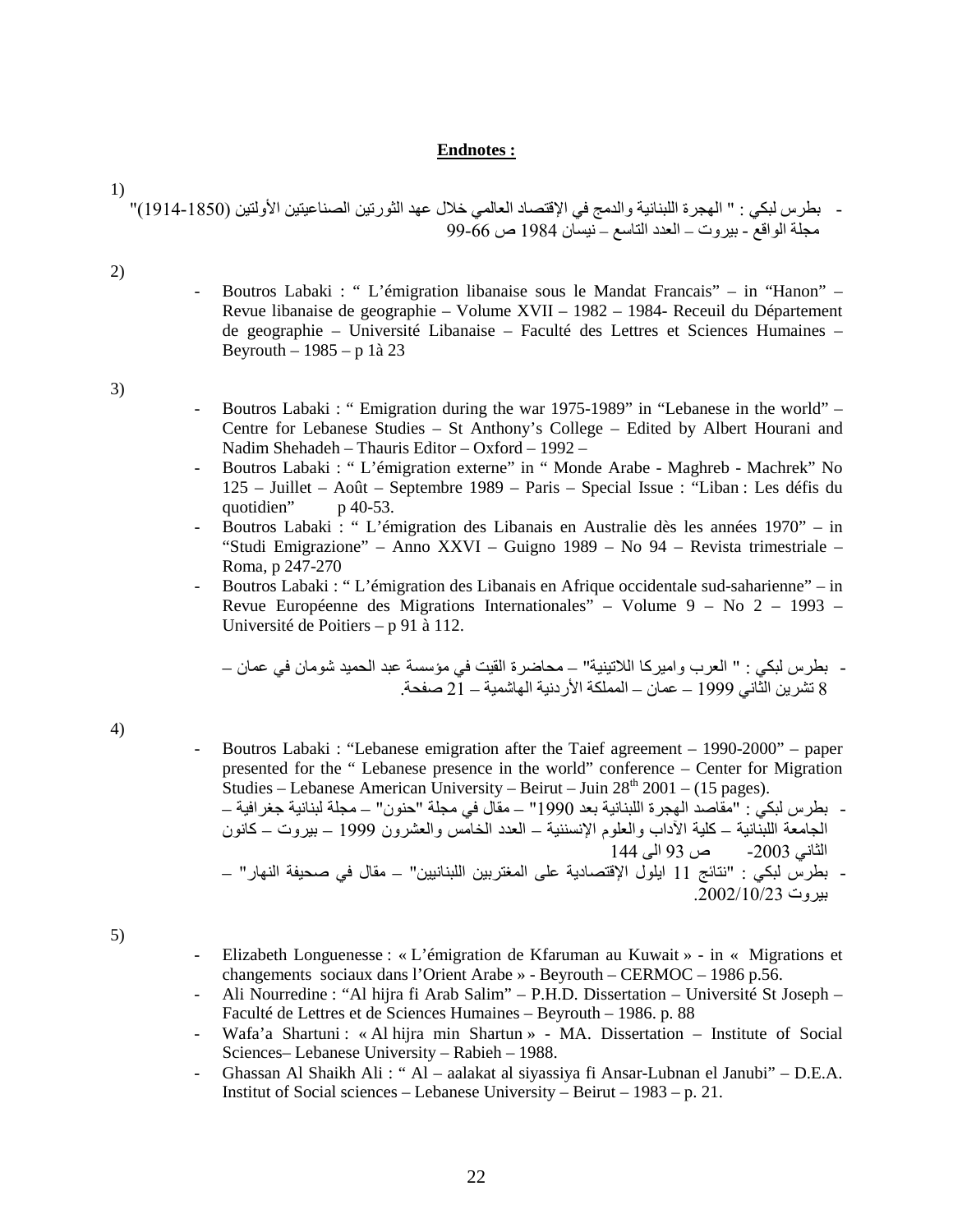**Endnotes :**

1)

- بطرس لبكي : " الهجرة اللبنانية والدمج في الإقتصاد العالمي خلال عهد الثورتين الصناعيتين الأولتين (1850-1914)" مجلة الواقع - بيروت – العدد التاسع – نيسان 1984 ص 66-99

2)

- Boutros Labaki : " L'émigration libanaise sous le Mandat Francais" – in "Hanon" – Revue libanaise de geographie – Volume XVII – 1982 – 1984- Receuil du Département de geographie – Université Libanaise – Faculté des Lettres et Sciences Humaines – Beyrouth – 1985 – p 1à 23

3)

- Boutros Labaki : " Emigration during the war 1975-1989" in "Lebanese in the world" – Centre for Lebanese Studies – St Anthony's College – Edited by Albert Hourani and Nadim Shehadeh – Thauris Editor – Oxford – 1992 –
- Boutros Labaki : " L'émigration externe" in " Monde Arabe - Maghreb - Machrek" No 125 – Juillet – Août – Septembre 1989 – Paris – Special Issue : "Liban : Les défis du quotidien" p 40-53.
- Boutros Labaki : " L'émigration des Libanais en Australie dès les années 1970" – in "Studi Emigrazione" – Anno XXVI – Guigno 1989 – No 94 – Revista trimestriale – Roma, p 247-270
- Boutros Labaki : " L'émigration des Libanais en Afrique occidentale sud-saharienne" – in Revue Européenne des Migrations Internationales" – Volume 9 – No 2 – 1993 – Université de Poitiers – p 91 à 112.

- بطرس لبكي : " العرب واميركا اللاتينية" – محاضرة القيت في مؤسسة عبد الحميد شومان في عمان – 8 تشرين الثاني 1999 – عمان – المملكة الأردنية الهاشمية – 21 صفحة.

4)

- Boutros Labaki : "Lebanese emigration after the Taief agreement – 1990-2000" – paper presented for the " Lebanese presence in the world" conference – Center for Migration Studies – Lebanese American University – Beirut – Juin 28th 2001 – (15 pages).
- بطرس لبكي : "مقاصد الهجرة اللبنانية بعد 1990" – مقال في مجلة "حنون" – مجلة لبنانية جغرافية – الجامعة اللبنانية – كلية الآداب والعلوم الإنسننية – العدد الخامس والعشرون 1999 – بيروت – كانون الثاني 2003- ص 93 الى 144
- بطرس لبكي : "نتائج 11 ايلول الإقتصادية على المغتربين اللبنانيين" – مقال في صحيفة النهار" – بيروت 2002/10/23.

5)

- Elizabeth Longuenesse : « L'émigration de Kfaruman au Kuwait » - in « Migrations et changements sociaux dans l'Orient Arabe » - Beyrouth – CERMOC – 1986 p.56.
- Ali Nourredine : "Al hijra fi Arab Salim" – P.H.D. Dissertation – Université St Joseph – Faculté de Lettres et de Sciences Humaines – Beyrouth – 1986. p. 88
- Wafa'a Shartuni : « Al hijra min Shartun » - MA. Dissertation – Institute of Social Sciences– Lebanese University – Rabieh – 1988.
- Ghassan Al Shaikh Ali : " Al – aalakat al siyassiya fi Ansar-Lubnan el Janubi" – D.E.A. Institut of Social sciences – Lebanese University – Beirut – 1983 – p. 21.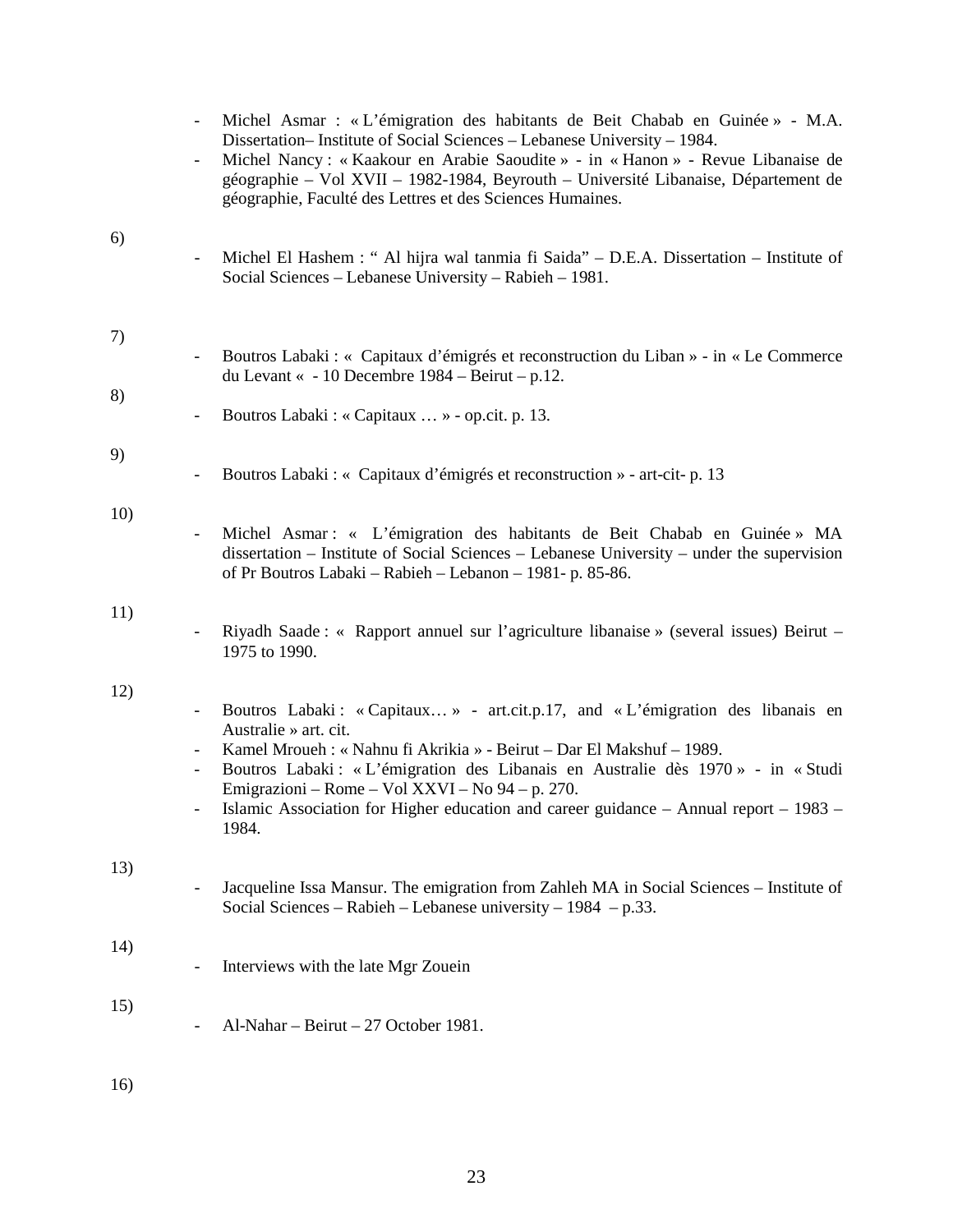- Michel Asmar : « L'émigration des habitants de Beit Chabab en Guinée » - M.A. Dissertation– Institute of Social Sciences – Lebanese University – 1984.
- Michel Nancy : « Kaakour en Arabie Saoudite » - in « Hanon » - Revue Libanaise de géographie – Vol XVII – 1982-1984, Beyrouth – Université Libanaise, Département de géographie, Faculté des Lettres et des Sciences Humaines.

6)

- Michel El Hashem : " Al hijra wal tanmia fi Saida" – D.E.A. Dissertation – Institute of Social Sciences – Lebanese University – Rabieh – 1981.

7)

- Boutros Labaki : « Capitaux d'émigrés et reconstruction du Liban » - in « Le Commerce du Levant « - 10 Decembre 1984 – Beirut – p.12.

8)

- Boutros Labaki : « Capitaux … » - op.cit. p. 13.

9)

- Boutros Labaki : « Capitaux d'émigrés et reconstruction » - art-cit- p. 13

10)

- Michel Asmar : « L'émigration des habitants de Beit Chabab en Guinée » MA dissertation – Institute of Social Sciences – Lebanese University – under the supervision of Pr Boutros Labaki – Rabieh – Lebanon – 1981- p. 85-86.

11)

- Riyadh Saade : « Rapport annuel sur l'agriculture libanaise » (several issues) Beirut – 1975 to 1990.

12)

- Boutros Labaki : « Capitaux… » - art.cit.p.17, and « L'émigration des libanais en Australie » art. cit.
- Kamel Mroueh : « Nahnu fi Akrikia » - Beirut – Dar El Makshuf – 1989.
- Boutros Labaki : « L'émigration des Libanais en Australie dès 1970 » - in « Studi Emigrazioni – Rome – Vol XXVI – No 94 – p. 270.
- Islamic Association for Higher education and career guidance – Annual report – 1983 – 1984.

13)

- Jacqueline Issa Mansur. The emigration from Zahleh MA in Social Sciences – Institute of Social Sciences – Rabieh – Lebanese university – 1984 – p.33.

14)

- Interviews with the late Mgr Zouein

15)

- Al-Nahar – Beirut – 27 October 1981.

16)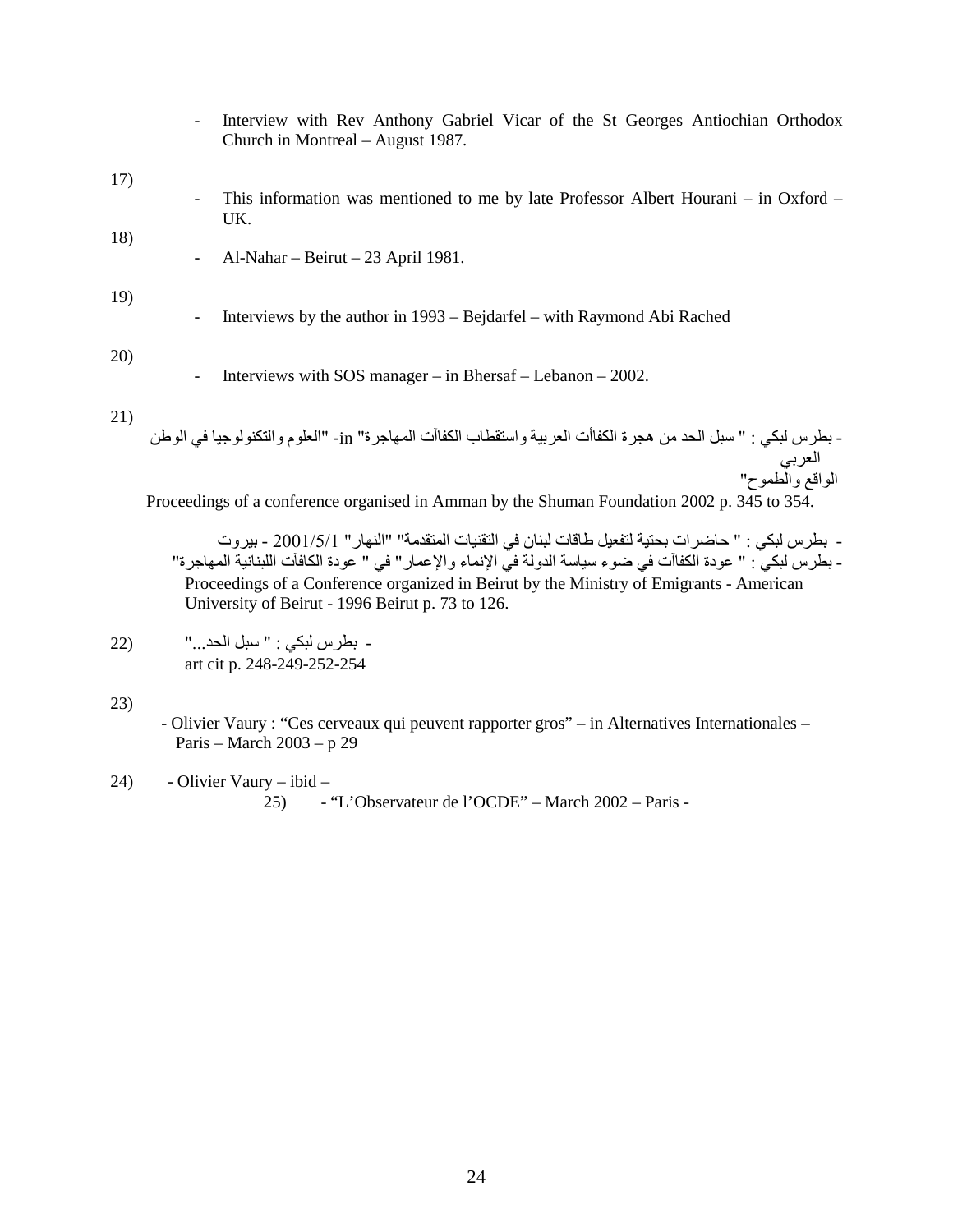- Interview with Rev Anthony Gabriel Vicar of the St Georges Antiochian Orthodox Church in Montreal – August 1987.

17)
- This information was mentioned to me by late Professor Albert Hourani – in Oxford – UK.

18)
- Al-Nahar – Beirut – 23 April 1981.

19)
- Interviews by the author in 1993 – Bejdarfel – with Raymond Abi Rached

20)
- Interviews with SOS manager – in Bhersaf – Lebanon – 2002.

21)
- بطرس لبكي : " سبل الحد من هجرة الكفاأت العربية واستقطاب الكفاآت المهاجرة" in- "العلوم والتكنولوجيا في الوطن العربي الواقع والطموح"

Proceedings of a conference organised in Amman by the Shuman Foundation 2002 p. 345 to 354.

- بطرس لبكي : " حاضرات بحتية لتفعيل طاقات لبنان في التقنيات المتقدمة" "النهار" 2001/5/1 - بيروت
- بطرس لبكي : " عودة الكفاآت في ضوء سياسة الدولة في الإنماء والإعمار" في " عودة الكافآت اللبنانية المهاجرة"

Proceedings of a Conference organized in Beirut by the Ministry of Emigrants - American University of Beirut - 1996 Beirut p. 73 to 126.

22)
- بطرس لبكي : " سبل الحد..."

art cit p. 248-249-252-254

23)
- Olivier Vaury : "Ces cerveaux qui peuvent rapporter gros" – in Alternatives Internationales – Paris – March 2003 – p 29

24)
- Olivier Vaury – ibid –

25)
- "L'Observateur de l'OCDE" – March 2002 – Paris -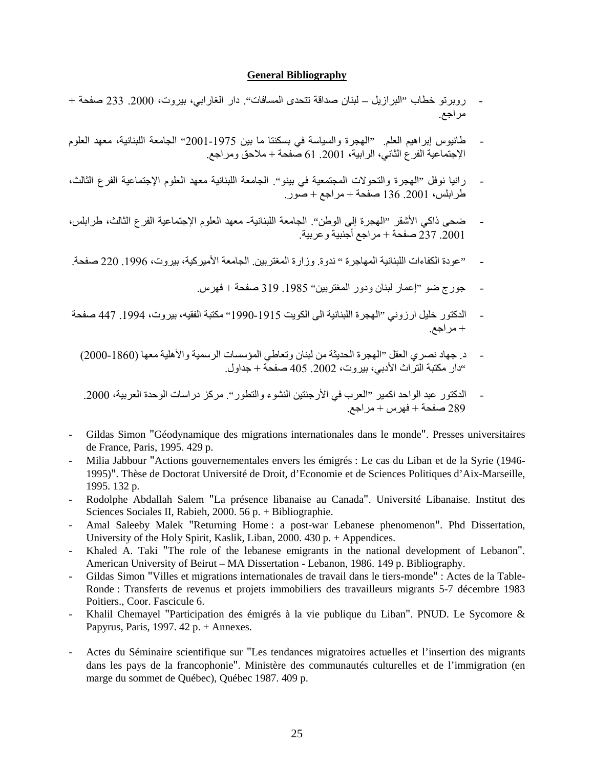**General Bibliography**

- روبرتو خطاب "البرازيل – لبنان صداقة تتحدى المسافات". دار الغارابي، بيروت، 2000. 233 صفحة + مراجع.
- طانيوس إبراهيم العلم. "الهجرة والسياسة في بسكنتا ما بين 1975-2001" الجامعة اللبنانية، معهد العلوم الإجتماعية الفرع الثاني، الرابية، 2001. 61 صفحة + ملاحق ومراجع.
- رانيا نوفل "الهجرة والتحولات المجتمعية في بينو". الجامعة اللبنانية معهد العلوم الإجتماعية الفرع الثالث، طرابلس، 2001. 136 صفحة + مراجع + صور.
- ضحى ذاكي الأشقر "الهجرة إلى الوطن". الجامعة اللبنانية- معهد العلوم الإجتماعية الفرع الثالث، طرابلس، 2001. 237 صفحة + مراجع أجنبية وعربية.
- "عودة الكفاءات اللبنانية المهاجرة " ندوة. وزارة المغتربين. الجامعة الأميركية، بيروت، 1996. 220 صفحة.
- جورج ضو "إعمار لبنان ودور المغتربين" 1985. 319 صفحة + فهرس.
- الدكتور خليل ارزوني "الهجرة اللبنانية الى الكويت 1915-1990" مكتبة الفقيه، بيروت، 1994. 447 صفحة + مراجع.
- د. جهاد نصري العقل "الهجرة الحديثة من لبنان وتعاطي المؤسسات الرسمية والأهلية معها (1860-2000) "دار مكتبة التراث الأدبي، بيروت، 2002. 405 صفحة + جداول.
- الدكتور عبد الواحد اكمير "العرب في الأرجنتين النشوء والتطور". مركز دراسات الوحدة العربية، 2000. 289 صفحة + فهرس + مراجع.

- Gildas Simon "Géodynamique des migrations internationales dans le monde". Presses universitaires de France, Paris, 1995. 429 p.
- Milia Jabbour "Actions gouvernementales envers les émigrés : Le cas du Liban et de la Syrie (1946-1995)". Thèse de Doctorat Université de Droit, d'Economie et de Sciences Politiques d'Aix-Marseille, 1995. 132 p.
- Rodolphe Abdallah Salem "La présence libanaise au Canada". Université Libanaise. Institut des Sciences Sociales II, Rabieh, 2000. 56 p. + Bibliographie.
- Amal Saleeby Malek "Returning Home : a post-war Lebanese phenomenon". Phd Dissertation, University of the Holy Spirit, Kaslik, Liban, 2000. 430 p. + Appendices.
- Khaled A. Taki "The role of the lebanese emigrants in the national development of Lebanon". American University of Beirut – MA Dissertation - Lebanon, 1986. 149 p. Bibliography.
- Gildas Simon "Villes et migrations internationales de travail dans le tiers-monde" : Actes de la Table-Ronde : Transferts de revenus et projets immobiliers des travailleurs migrants 5-7 décembre 1983 Poitiers., Coor. Fascicule 6.
- Khalil Chemayel "Participation des émigrés à la vie publique du Liban". PNUD. Le Sycomore & Papyrus, Paris, 1997. 42 p. + Annexes.

- Actes du Séminaire scientifique sur "Les tendances migratoires actuelles et l'insertion des migrants dans les pays de la francophonie". Ministère des communautés culturelles et de l'immigration (en marge du sommet de Québec), Québec 1987. 409 p.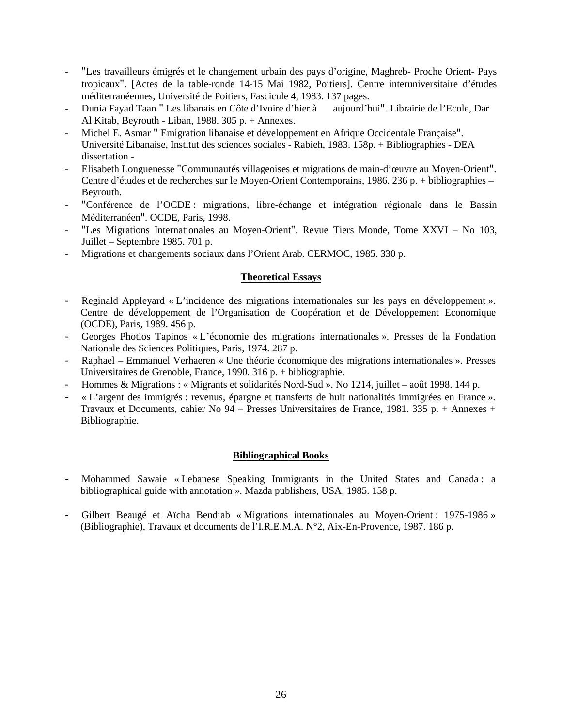- "Les travailleurs émigrés et le changement urbain des pays d'origine, Maghreb- Proche Orient- Pays tropicaux". [Actes de la table-ronde 14-15 Mai 1982, Poitiers]. Centre interuniversitaire d'études méditerranéennes, Université de Poitiers, Fascicule 4, 1983. 137 pages.
- Dunia Fayad Taan " Les libanais en Côte d'Ivoire d'hier à aujourd'hui". Librairie de l'Ecole, Dar Al Kitab, Beyrouth - Liban, 1988. 305 p. + Annexes.
- Michel E. Asmar " Emigration libanaise et développement en Afrique Occidentale Française". Université Libanaise, Institut des sciences sociales - Rabieh, 1983. 158p. + Bibliographies - DEA dissertation -
- Elisabeth Longuenesse "Communautés villageoises et migrations de main-d'œuvre au Moyen-Orient". Centre d'études et de recherches sur le Moyen-Orient Contemporains, 1986. 236 p. + bibliographies – Beyrouth.
- "Conférence de l'OCDE : migrations, libre-échange et intégration régionale dans le Bassin Méditerranéen". OCDE, Paris, 1998.
- "Les Migrations Internationales au Moyen-Orient". Revue Tiers Monde, Tome XXVI – No 103, Juillet – Septembre 1985. 701 p.
- Migrations et changements sociaux dans l'Orient Arab. CERMOC, 1985. 330 p.

**Theoretical Essays**

- Reginald Appleyard « L'incidence des migrations internationales sur les pays en développement ». Centre de développement de l'Organisation de Coopération et de Développement Economique (OCDE), Paris, 1989. 456 p.
- Georges Photios Tapinos « L'économie des migrations internationales ». Presses de la Fondation Nationale des Sciences Politiques, Paris, 1974. 287 p.
- Raphael – Emmanuel Verhaeren « Une théorie économique des migrations internationales ». Presses Universitaires de Grenoble, France, 1990. 316 p. + bibliographie.
- Hommes & Migrations : « Migrants et solidarités Nord-Sud ». No 1214, juillet – août 1998. 144 p.
- « L'argent des immigrés : revenus, épargne et transferts de huit nationalités immigrées en France ». Travaux et Documents, cahier No 94 – Presses Universitaires de France, 1981. 335 p. + Annexes + Bibliographie.

**Bibliographical Books**

- Mohammed Sawaie « Lebanese Speaking Immigrants in the United States and Canada : a bibliographical guide with annotation ». Mazda publishers, USA, 1985. 158 p.

- Gilbert Beaugé et Aïcha Bendiab « Migrations internationales au Moyen-Orient : 1975-1986 » (Bibliographie), Travaux et documents de l'I.R.E.M.A. N°2, Aix-En-Provence, 1987. 186 p.